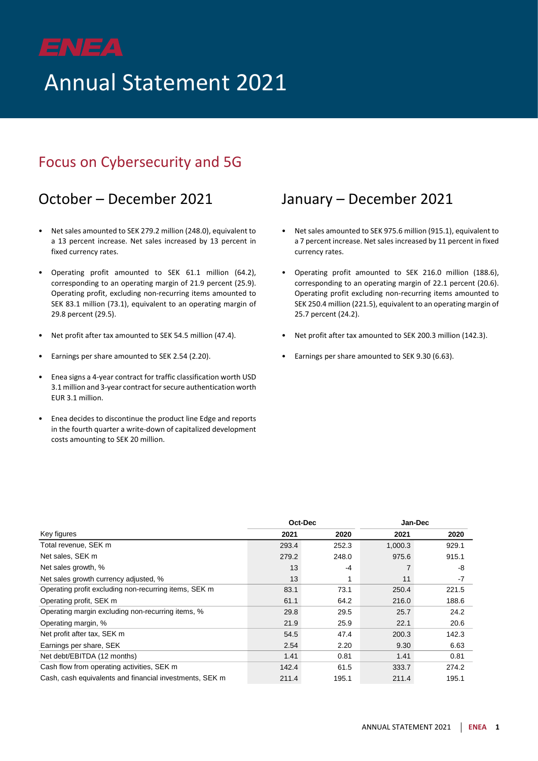# ENEA

# Annual Statement 2021

## Focus on Cybersecurity and 5G

## October – December 2021

- Net sales amounted to SEK 279.2 million (248.0), equivalent to a 13 percent increase. Net sales increased by 13 percent in fixed currency rates.
- Operating profit amounted to SEK 61.1 million (64.2), corresponding to an operating margin of 21.9 percent (25.9). Operating profit, excluding non-recurring items amounted to SEK 83.1 million (73.1), equivalent to an operating margin of 29.8 percent (29.5).
- Net profit after tax amounted to SEK 54.5 million (47.4).
- Earnings per share amounted to SEK 2.54 (2.20).
- Enea signs a 4-year contract for traffic classification worth USD 3.1 million and 3-year contract for secure authentication worth EUR 3.1 million.
- Enea decides to discontinue the product line Edge and reports in the fourth quarter a write-down of capitalized development costs amounting to SEK 20 million.

## January – December 2021

- Net sales amounted to SEK 975.6 million (915.1), equivalent to a 7 percent increase. Net sales increased by 11 percent in fixed currency rates.
- Operating profit amounted to SEK 216.0 million (188.6), corresponding to an operating margin of 22.1 percent (20.6). Operating profit excluding non-recurring items amounted to SEK 250.4 million (221.5), equivalent to an operating margin of 25.7 percent (24.2).
- Net profit after tax amounted to SEK 200.3 million (142.3).
- Earnings per share amounted to SEK 9.30 (6.63).

| | Oct-Dec | | Jan-Dec | |
|---|---|---|---|---|
| Key figures | 2021 | 2020 | 2021 | 2020 |
| Total revenue, SEK m | 293.4 | 252.3 | 1,000.3 | 929.1 |
| Net sales, SEK m | 279.2 | 248.0 | 975.6 | 915.1 |
| Net sales growth, % | 13 | -4 | 7 | -8 |
| Net sales growth currency adjusted, % | 13 | 1 | 11 | -7 |
| Operating profit excluding non-recurring items, SEK m | 83.1 | 73.1 | 250.4 | 221.5 |
| Operating profit, SEK m | 61.1 | 64.2 | 216.0 | 188.6 |
| Operating margin excluding non-recurring items, % | 29.8 | 29.5 | 25.7 | 24.2 |
| Operating margin, % | 21.9 | 25.9 | 22.1 | 20.6 |
| Net profit after tax, SEK m | 54.5 | 47.4 | 200.3 | 142.3 |
| Earnings per share, SEK | 2.54 | 2.20 | 9.30 | 6.63 |
| Net debt/EBITDA (12 months) | 1.41 | 0.81 | 1.41 | 0.81 |
| Cash flow from operating activities, SEK m | 142.4 | 61.5 | 333.7 | 274.2 |
| Cash, cash equivalents and financial investments, SEK m | 211.4 | 195.1 | 211.4 | 195.1 |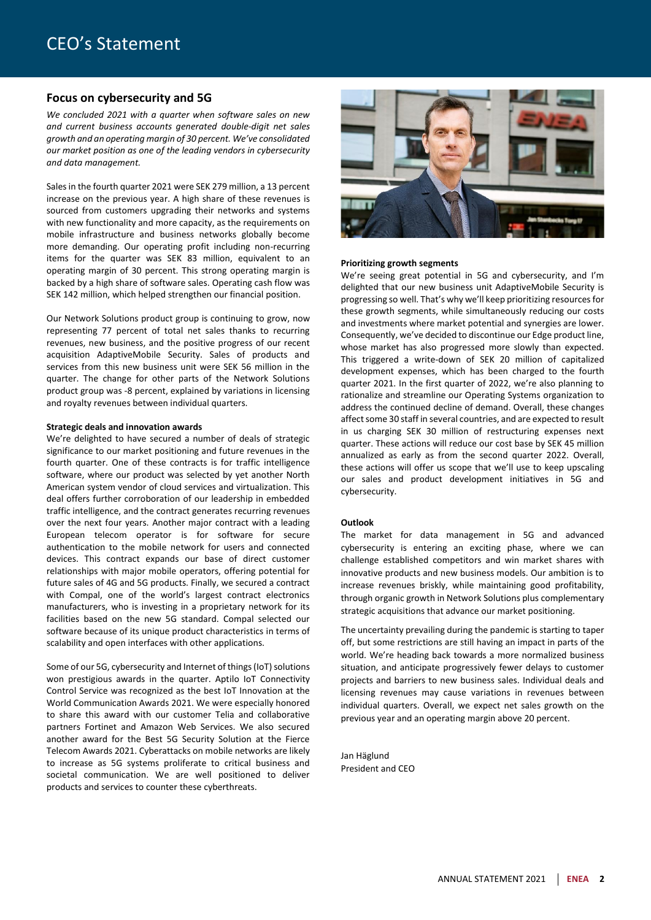# CEO's Statement

## Focus on cybersecurity and 5G

*We concluded 2021 with a quarter when software sales on new and current business accounts generated double-digit net sales growth and an operating margin of 30 percent. We've consolidated our market position as one of the leading vendors in cybersecurity and data management.*

Sales in the fourth quarter 2021 were SEK 279 million, a 13 percent increase on the previous year. A high share of these revenues is sourced from customers upgrading their networks and systems with new functionality and more capacity, as the requirements on mobile infrastructure and business networks globally become more demanding. Our operating profit including non-recurring items for the quarter was SEK 83 million, equivalent to an operating margin of 30 percent. This strong operating margin is backed by a high share of software sales. Operating cash flow was SEK 142 million, which helped strengthen our financial position.

Our Network Solutions product group is continuing to grow, now representing 77 percent of total net sales thanks to recurring revenues, new business, and the positive progress of our recent acquisition AdaptiveMobile Security. Sales of products and services from this new business unit were SEK 56 million in the quarter. The change for other parts of the Network Solutions product group was -8 percent, explained by variations in licensing and royalty revenues between individual quarters.

**Strategic deals and innovation awards**

We're delighted to have secured a number of deals of strategic significance to our market positioning and future revenues in the fourth quarter. One of these contracts is for traffic intelligence software, where our product was selected by yet another North American system vendor of cloud services and virtualization. This deal offers further corroboration of our leadership in embedded traffic intelligence, and the contract generates recurring revenues over the next four years. Another major contract with a leading European telecom operator is for software for secure authentication to the mobile network for users and connected devices. This contract expands our base of direct customer relationships with major mobile operators, offering potential for future sales of 4G and 5G products. Finally, we secured a contract with Compal, one of the world's largest contract electronics manufacturers, who is investing in a proprietary network for its facilities based on the new 5G standard. Compal selected our software because of its unique product characteristics in terms of scalability and open interfaces with other applications.

Some of our 5G, cybersecurity and Internet of things (IoT) solutions won prestigious awards in the quarter. Aptilo IoT Connectivity Control Service was recognized as the best IoT Innovation at the World Communication Awards 2021. We were especially honored to share this award with our customer Telia and collaborative partners Fortinet and Amazon Web Services. We also secured another award for the Best 5G Security Solution at the Fierce Telecom Awards 2021. Cyberattacks on mobile networks are likely to increase as 5G systems proliferate to critical business and societal communication. We are well positioned to deliver products and services to counter these cyberthreats.

**Prioritizing growth segments**

We're seeing great potential in 5G and cybersecurity, and I'm delighted that our new business unit AdaptiveMobile Security is progressing so well. That's why we'll keep prioritizing resources for these growth segments, while simultaneously reducing our costs and investments where market potential and synergies are lower. Consequently, we've decided to discontinue our Edge product line, whose market has also progressed more slowly than expected. This triggered a write-down of SEK 20 million of capitalized development expenses, which has been charged to the fourth quarter 2021. In the first quarter of 2022, we're also planning to rationalize and streamline our Operating Systems organization to address the continued decline of demand. Overall, these changes affect some 30 staff in several countries, and are expected to result in us charging SEK 30 million of restructuring expenses next quarter. These actions will reduce our cost base by SEK 45 million annualized as early as from the second quarter 2022. Overall, these actions will offer us scope that we'll use to keep upscaling our sales and product development initiatives in 5G and cybersecurity.

**Outlook**

The market for data management in 5G and advanced cybersecurity is entering an exciting phase, where we can challenge established competitors and win market shares with innovative products and new business models. Our ambition is to increase revenues briskly, while maintaining good profitability, through organic growth in Network Solutions plus complementary strategic acquisitions that advance our market positioning.

The uncertainty prevailing during the pandemic is starting to taper off, but some restrictions are still having an impact in parts of the world. We're heading back towards a more normalized business situation, and anticipate progressively fewer delays to customer projects and barriers to new business sales. Individual deals and licensing revenues may cause variations in revenues between individual quarters. Overall, we expect net sales growth on the previous year and an operating margin above 20 percent.

Jan Häglund
President and CEO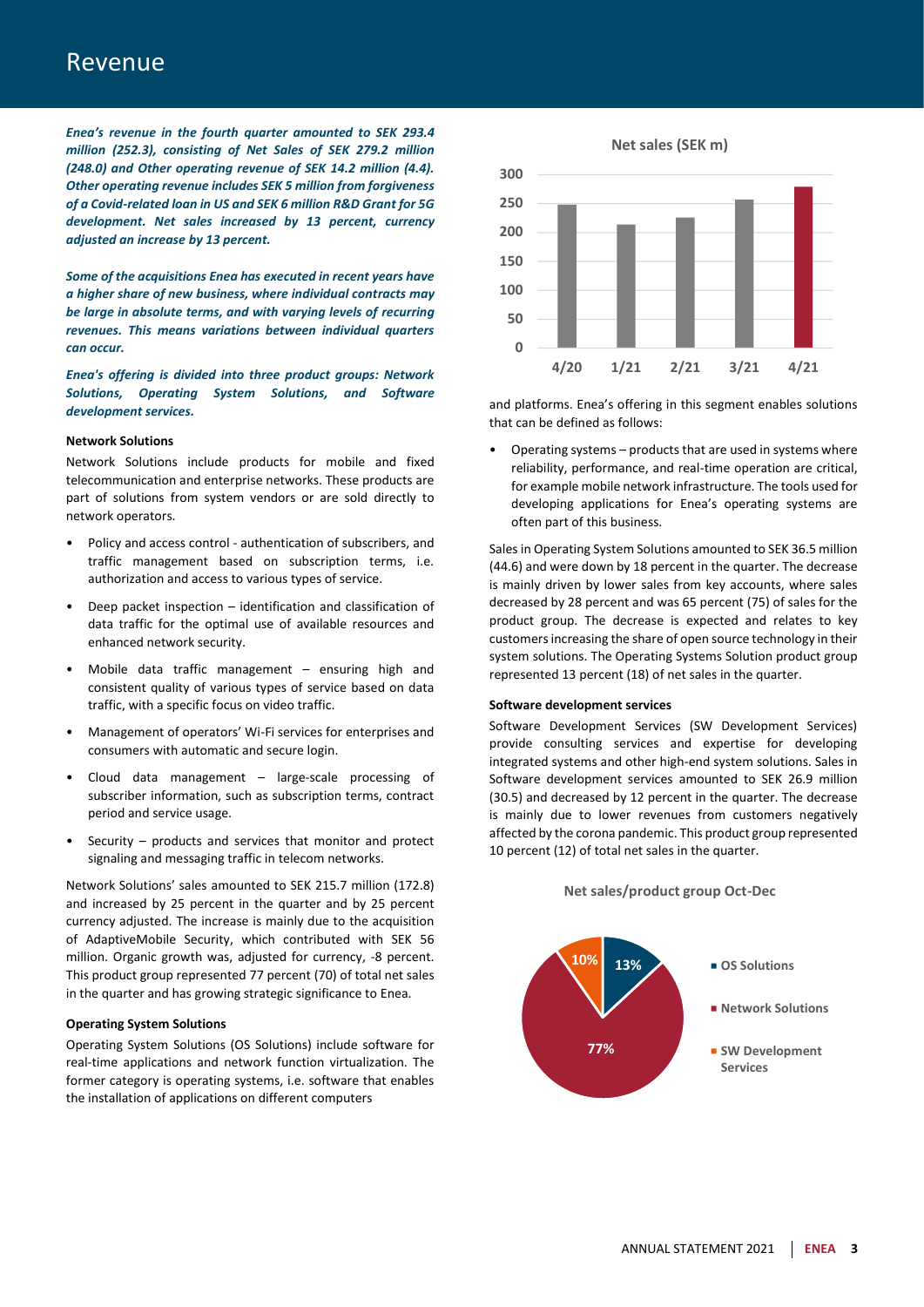# Revenue

***Enea's revenue in the fourth quarter amounted to SEK 293.4 million (252.3), consisting of Net Sales of SEK 279.2 million (248.0) and Other operating revenue of SEK 14.2 million (4.4). Other operating revenue includes SEK 5 million from forgiveness of a Covid-related loan in US and SEK 6 million R&D Grant for 5G development. Net sales increased by 13 percent, currency adjusted an increase by 13 percent.***

***Some of the acquisitions Enea has executed in recent years have a higher share of new business, where individual contracts may be large in absolute terms, and with varying levels of recurring revenues. This means variations between individual quarters can occur.***

***Enea's offering is divided into three product groups: Network Solutions, Operating System Solutions, and Software development services.***

**Network Solutions**

Network Solutions include products for mobile and fixed telecommunication and enterprise networks. These products are part of solutions from system vendors or are sold directly to network operators.

- Policy and access control - authentication of subscribers, and traffic management based on subscription terms, i.e. authorization and access to various types of service.
- Deep packet inspection – identification and classification of data traffic for the optimal use of available resources and enhanced network security.
- Mobile data traffic management – ensuring high and consistent quality of various types of service based on data traffic, with a specific focus on video traffic.
- Management of operators' Wi-Fi services for enterprises and consumers with automatic and secure login.
- Cloud data management – large-scale processing of subscriber information, such as subscription terms, contract period and service usage.
- Security – products and services that monitor and protect signaling and messaging traffic in telecom networks.

Network Solutions' sales amounted to SEK 215.7 million (172.8) and increased by 25 percent in the quarter and by 25 percent currency adjusted. The increase is mainly due to the acquisition of AdaptiveMobile Security, which contributed with SEK 56 million. Organic growth was, adjusted for currency, -8 percent. This product group represented 77 percent (70) of total net sales in the quarter and has growing strategic significance to Enea.

**Operating System Solutions**

Operating System Solutions (OS Solutions) include software for real-time applications and network function virtualization. The former category is operating systems, i.e. software that enables the installation of applications on different computers and platforms. Enea's offering in this segment enables solutions that can be defined as follows:

- Operating systems – products that are used in systems where reliability, performance, and real-time operation are critical, for example mobile network infrastructure. The tools used for developing applications for Enea's operating systems are often part of this business.

Sales in Operating System Solutions amounted to SEK 36.5 million (44.6) and were down by 18 percent in the quarter. The decrease is mainly driven by lower sales from key accounts, where sales decreased by 28 percent and was 65 percent (75) of sales for the product group. The decrease is expected and relates to key customers increasing the share of open source technology in their system solutions. The Operating Systems Solution product group represented 13 percent (18) of net sales in the quarter.

**Software development services**

Software Development Services (SW Development Services) provide consulting services and expertise for developing integrated systems and other high-end system solutions. Sales in Software development services amounted to SEK 26.9 million (30.5) and decreased by 12 percent in the quarter. The decrease is mainly due to lower revenues from customers negatively affected by the corona pandemic. This product group represented 10 percent (12) of total net sales in the quarter.

**Net sales (SEK m)**

| Quarter | 4/20 | 1/21 | 2/21 | 3/21 | 4/21 |
|---|---|---|---|---|---|
| Net sales (approx.) | 248 | 214 | 226 | 256 | 279 |

**Net sales/product group Oct-Dec**

| Product group | Share |
|---|---|
| OS Solutions | 13% |
| Network Solutions | 77% |
| SW Development Services | 10% |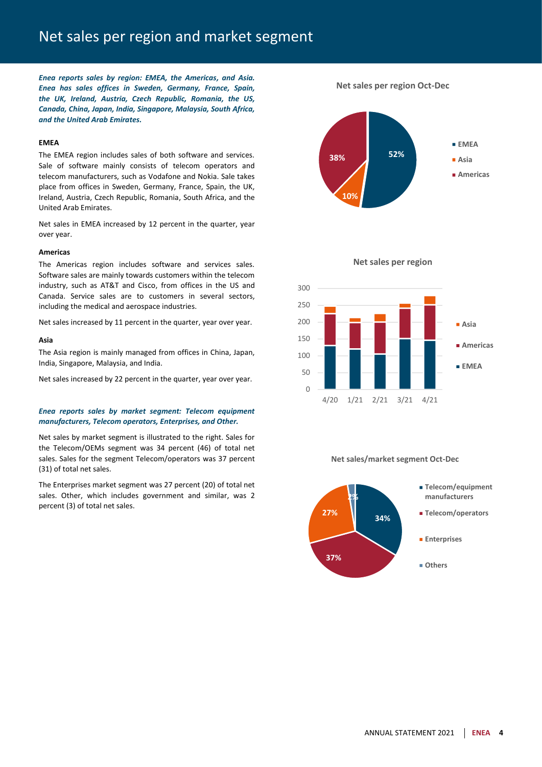# Net sales per region and market segment

***Enea reports sales by region: EMEA, the Americas, and Asia. Enea has sales offices in Sweden, Germany, France, Spain, the UK, Ireland, Austria, Czech Republic, Romania, the US, Canada, China, Japan, India, Singapore, Malaysia, South Africa, and the United Arab Emirates.***

**EMEA**

The EMEA region includes sales of both software and services. Sale of software mainly consists of telecom operators and telecom manufacturers, such as Vodafone and Nokia. Sale takes place from offices in Sweden, Germany, France, Spain, the UK, Ireland, Austria, Czech Republic, Romania, South Africa, and the United Arab Emirates.

Net sales in EMEA increased by 12 percent in the quarter, year over year.

**Americas**

The Americas region includes software and services sales. Software sales are mainly towards customers within the telecom industry, such as AT&T and Cisco, from offices in the US and Canada. Service sales are to customers in several sectors, including the medical and aerospace industries.

Net sales increased by 11 percent in the quarter, year over year.

**Asia**

The Asia region is mainly managed from offices in China, Japan, India, Singapore, Malaysia, and India.

Net sales increased by 22 percent in the quarter, year over year.

***Enea reports sales by market segment: Telecom equipment manufacturers, Telecom operators, Enterprises, and Other.***

Net sales by market segment is illustrated to the right. Sales for the Telecom/OEMs segment was 34 percent (46) of total net sales. Sales for the segment Telecom/operators was 37 percent (31) of total net sales.

The Enterprises market segment was 27 percent (20) of total net sales. Other, which includes government and similar, was 2 percent (3) of total net sales.

**Net sales per region Oct-Dec**

| Region | Share |
|---|---|
| EMEA | 52% |
| Asia | 10% |
| Americas | 38% |

**Net sales per region**

| Quarter | EMEA | Americas | Asia |
|---|---|---|---|
| 4/20 | ~130 | ~95 | ~20 |
| 1/21 | ~120 | ~80 | ~10 |
| 2/21 | ~105 | ~95 | ~25 |
| 3/21 | ~150 | ~90 | ~12 |
| 4/21 | ~145 | ~105 | ~25 |

**Net sales/market segment Oct-Dec**

| Segment | Share |
|---|---|
| Telecom/equipment manufacturers | 34% |
| Telecom/operators | 37% |
| Enterprises | 27% |
| Others | 2% |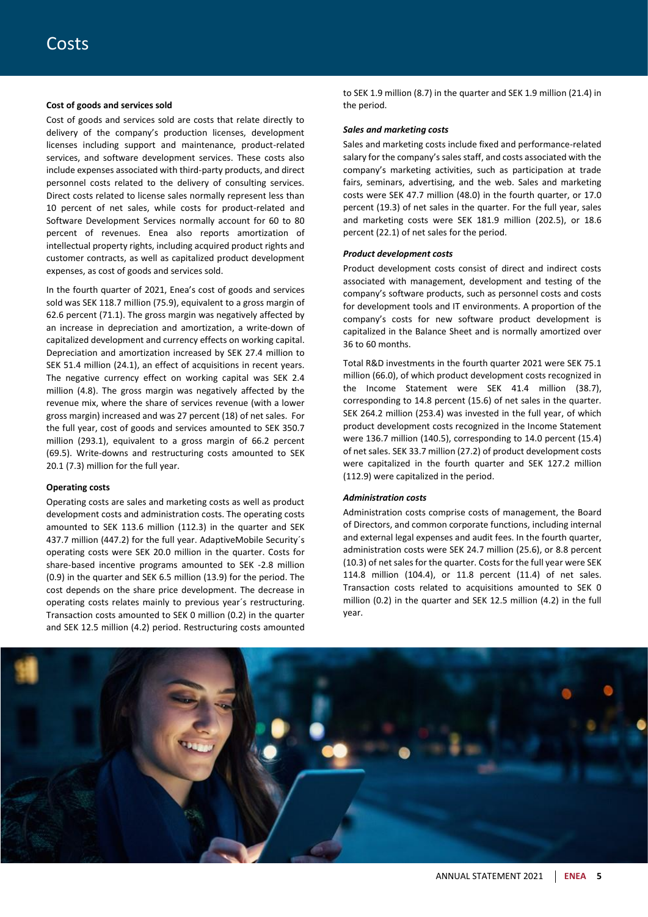# Costs

### Cost of goods and services sold

Cost of goods and services sold are costs that relate directly to delivery of the company's production licenses, development licenses including support and maintenance, product-related services, and software development services. These costs also include expenses associated with third-party products, and direct personnel costs related to the delivery of consulting services. Direct costs related to license sales normally represent less than 10 percent of net sales, while costs for product-related and Software Development Services normally account for 60 to 80 percent of revenues. Enea also reports amortization of intellectual property rights, including acquired product rights and customer contracts, as well as capitalized product development expenses, as cost of goods and services sold.

In the fourth quarter of 2021, Enea's cost of goods and services sold was SEK 118.7 million (75.9), equivalent to a gross margin of 62.6 percent (71.1). The gross margin was negatively affected by an increase in depreciation and amortization, a write-down of capitalized development and currency effects on working capital. Depreciation and amortization increased by SEK 27.4 million to SEK 51.4 million (24.1), an effect of acquisitions in recent years. The negative currency effect on working capital was SEK 2.4 million (4.8). The gross margin was negatively affected by the revenue mix, where the share of services revenue (with a lower gross margin) increased and was 27 percent (18) of net sales. For the full year, cost of goods and services amounted to SEK 350.7 million (293.1), equivalent to a gross margin of 66.2 percent (69.5). Write-downs and restructuring costs amounted to SEK 20.1 (7.3) million for the full year.

### Operating costs

Operating costs are sales and marketing costs as well as product development costs and administration costs. The operating costs amounted to SEK 113.6 million (112.3) in the quarter and SEK 437.7 million (447.2) for the full year. AdaptiveMobile Security´s operating costs were SEK 20.0 million in the quarter. Costs for share-based incentive programs amounted to SEK -2.8 million (0.9) in the quarter and SEK 6.5 million (13.9) for the period. The cost depends on the share price development. The decrease in operating costs relates mainly to previous year´s restructuring. Transaction costs amounted to SEK 0 million (0.2) in the quarter and SEK 12.5 million (4.2) period. Restructuring costs amounted to SEK 1.9 million (8.7) in the quarter and SEK 1.9 million (21.4) in the period.

#### *Sales and marketing costs*

Sales and marketing costs include fixed and performance-related salary for the company's sales staff, and costs associated with the company's marketing activities, such as participation at trade fairs, seminars, advertising, and the web. Sales and marketing costs were SEK 47.7 million (48.0) in the fourth quarter, or 17.0 percent (19.3) of net sales in the quarter. For the full year, sales and marketing costs were SEK 181.9 million (202.5), or 18.6 percent (22.1) of net sales for the period.

#### *Product development costs*

Product development costs consist of direct and indirect costs associated with management, development and testing of the company's software products, such as personnel costs and costs for development tools and IT environments. A proportion of the company's costs for new software product development is capitalized in the Balance Sheet and is normally amortized over 36 to 60 months.

Total R&D investments in the fourth quarter 2021 were SEK 75.1 million (66.0), of which product development costs recognized in the Income Statement were SEK 41.4 million (38.7), corresponding to 14.8 percent (15.6) of net sales in the quarter. SEK 264.2 million (253.4) was invested in the full year, of which product development costs recognized in the Income Statement were 136.7 million (140.5), corresponding to 14.0 percent (15.4) of net sales. SEK 33.7 million (27.2) of product development costs were capitalized in the fourth quarter and SEK 127.2 million (112.9) were capitalized in the period.

#### *Administration costs*

Administration costs comprise costs of management, the Board of Directors, and common corporate functions, including internal and external legal expenses and audit fees. In the fourth quarter, administration costs were SEK 24.7 million (25.6), or 8.8 percent (10.3) of net sales for the quarter. Costs for the full year were SEK 114.8 million (104.4), or 11.8 percent (11.4) of net sales. Transaction costs related to acquisitions amounted to SEK 0 million (0.2) in the quarter and SEK 12.5 million (4.2) in the full year.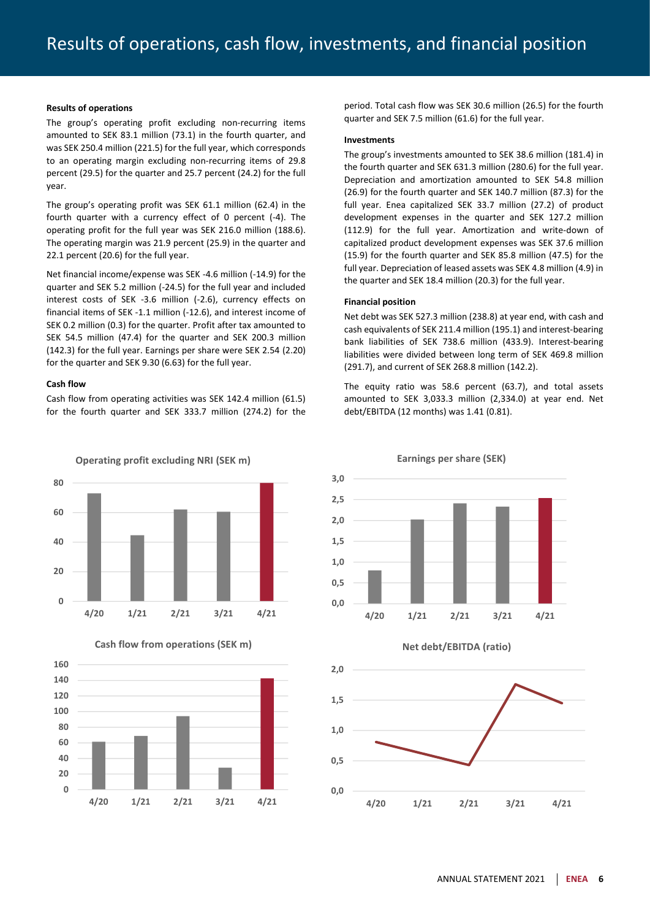# Results of operations, cash flow, investments, and financial position

**Results of operations**

The group's operating profit excluding non-recurring items amounted to SEK 83.1 million (73.1) in the fourth quarter, and was SEK 250.4 million (221.5) for the full year, which corresponds to an operating margin excluding non-recurring items of 29.8 percent (29.5) for the quarter and 25.7 percent (24.2) for the full year.

The group's operating profit was SEK 61.1 million (62.4) in the fourth quarter with a currency effect of 0 percent (-4). The operating profit for the full year was SEK 216.0 million (188.6). The operating margin was 21.9 percent (25.9) in the quarter and 22.1 percent (20.6) for the full year.

Net financial income/expense was SEK -4.6 million (-14.9) for the quarter and SEK 5.2 million (-24.5) for the full year and included interest costs of SEK -3.6 million (-2.6), currency effects on financial items of SEK -1.1 million (-12.6), and interest income of SEK 0.2 million (0.3) for the quarter. Profit after tax amounted to SEK 54.5 million (47.4) for the quarter and SEK 200.3 million (142.3) for the full year. Earnings per share were SEK 2.54 (2.20) for the quarter and SEK 9.30 (6.63) for the full year.

**Cash flow**

Cash flow from operating activities was SEK 142.4 million (61.5) for the fourth quarter and SEK 333.7 million (274.2) for the period. Total cash flow was SEK 30.6 million (26.5) for the fourth quarter and SEK 7.5 million (61.6) for the full year.

**Investments**

The group's investments amounted to SEK 38.6 million (181.4) in the fourth quarter and SEK 631.3 million (280.6) for the full year. Depreciation and amortization amounted to SEK 54.8 million (26.9) for the fourth quarter and SEK 140.7 million (87.3) for the full year. Enea capitalized SEK 33.7 million (27.2) of product development expenses in the quarter and SEK 127.2 million (112.9) for the full year. Amortization and write-down of capitalized product development expenses was SEK 37.6 million (15.9) for the fourth quarter and SEK 85.8 million (47.5) for the full year. Depreciation of leased assets was SEK 4.8 million (4.9) in the quarter and SEK 18.4 million (20.3) for the full year.

**Financial position**

Net debt was SEK 527.3 million (238.8) at year end, with cash and cash equivalents of SEK 211.4 million (195.1) and interest-bearing bank liabilities of SEK 738.6 million (433.9). Interest-bearing liabilities were divided between long term of SEK 469.8 million (291.7), and current of SEK 268.8 million (142.2).

The equity ratio was 58.6 percent (63.7), and total assets amounted to SEK 3,033.3 million (2,334.0) at year end. Net debt/EBITDA (12 months) was 1.41 (0.81).

**Operating profit excluding NRI (SEK m)**

**Earnings per share (SEK)**

**Cash flow from operations (SEK m)**

**Net debt/EBITDA (ratio)**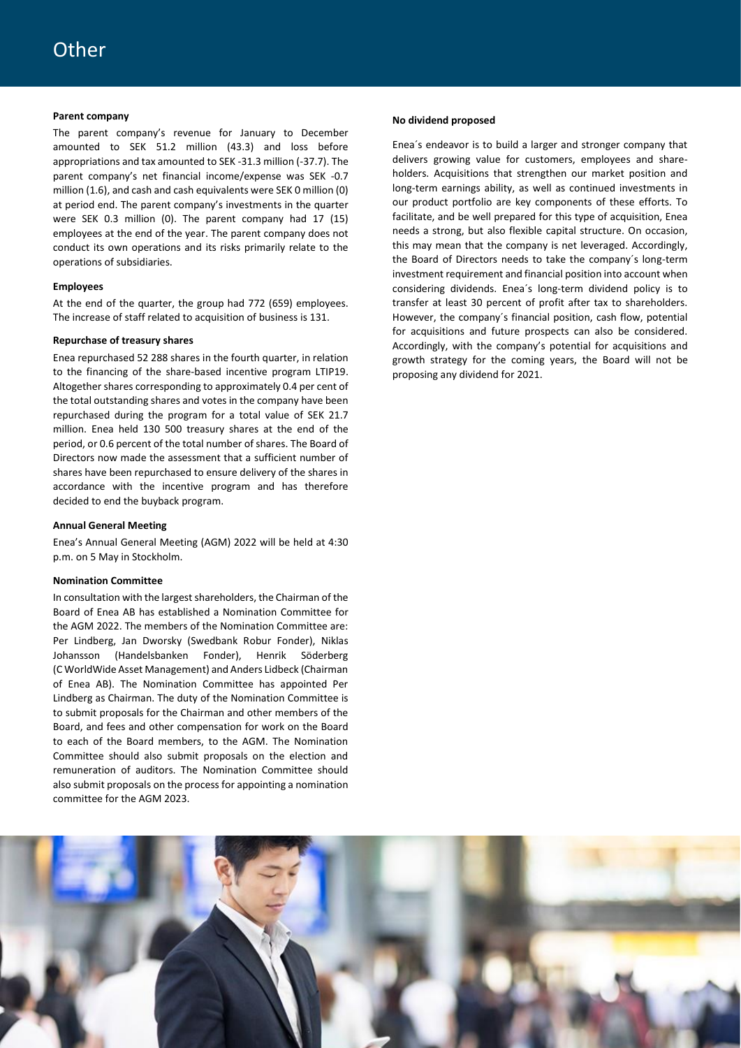# Other

### Parent company

The parent company's revenue for January to December amounted to SEK 51.2 million (43.3) and loss before appropriations and tax amounted to SEK -31.3 million (-37.7). The parent company's net financial income/expense was SEK -0.7 million (1.6), and cash and cash equivalents were SEK 0 million (0) at period end. The parent company's investments in the quarter were SEK 0.3 million (0). The parent company had 17 (15) employees at the end of the year. The parent company does not conduct its own operations and its risks primarily relate to the operations of subsidiaries.

### Employees

At the end of the quarter, the group had 772 (659) employees. The increase of staff related to acquisition of business is 131.

### Repurchase of treasury shares

Enea repurchased 52 288 shares in the fourth quarter, in relation to the financing of the share-based incentive program LTIP19. Altogether shares corresponding to approximately 0.4 per cent of the total outstanding shares and votes in the company have been repurchased during the program for a total value of SEK 21.7 million. Enea held 130 500 treasury shares at the end of the period, or 0.6 percent of the total number of shares. The Board of Directors now made the assessment that a sufficient number of shares have been repurchased to ensure delivery of the shares in accordance with the incentive program and has therefore decided to end the buyback program.

### Annual General Meeting

Enea's Annual General Meeting (AGM) 2022 will be held at 4:30 p.m. on 5 May in Stockholm.

### Nomination Committee

In consultation with the largest shareholders, the Chairman of the Board of Enea AB has established a Nomination Committee for the AGM 2022. The members of the Nomination Committee are: Per Lindberg, Jan Dworsky (Swedbank Robur Fonder), Niklas Johansson (Handelsbanken Fonder), Henrik Söderberg (C WorldWide Asset Management) and Anders Lidbeck (Chairman of Enea AB). The Nomination Committee has appointed Per Lindberg as Chairman. The duty of the Nomination Committee is to submit proposals for the Chairman and other members of the Board, and fees and other compensation for work on the Board to each of the Board members, to the AGM. The Nomination Committee should also submit proposals on the election and remuneration of auditors. The Nomination Committee should also submit proposals on the process for appointing a nomination committee for the AGM 2023.

### No dividend proposed

Enea´s endeavor is to build a larger and stronger company that delivers growing value for customers, employees and shareholders. Acquisitions that strengthen our market position and long-term earnings ability, as well as continued investments in our product portfolio are key components of these efforts. To facilitate, and be well prepared for this type of acquisition, Enea needs a strong, but also flexible capital structure. On occasion, this may mean that the company is net leveraged. Accordingly, the Board of Directors needs to take the company´s long-term investment requirement and financial position into account when considering dividends. Enea´s long-term dividend policy is to transfer at least 30 percent of profit after tax to shareholders. However, the company´s financial position, cash flow, potential for acquisitions and future prospects can also be considered. Accordingly, with the company's potential for acquisitions and growth strategy for the coming years, the Board will not be proposing any dividend for 2021.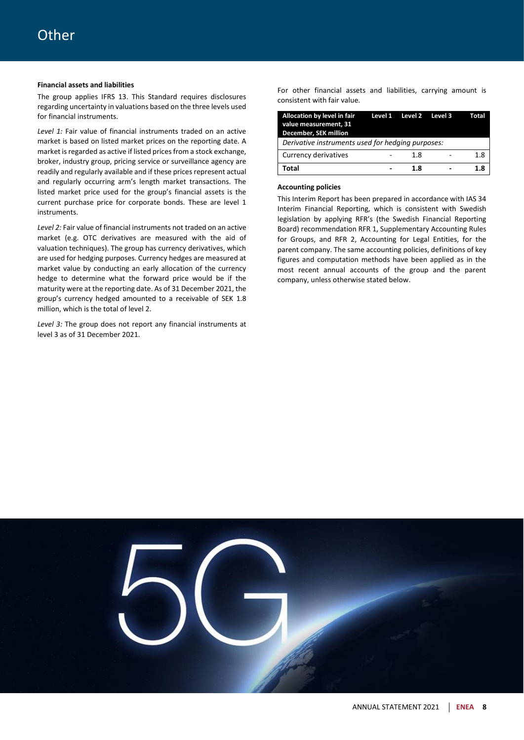# Other

**Financial assets and liabilities**

The group applies IFRS 13. This Standard requires disclosures regarding uncertainty in valuations based on the three levels used for financial instruments.

*Level 1:* Fair value of financial instruments traded on an active market is based on listed market prices on the reporting date. A market is regarded as active if listed prices from a stock exchange, broker, industry group, pricing service or surveillance agency are readily and regularly available and if these prices represent actual and regularly occurring arm's length market transactions. The listed market price used for the group's financial assets is the current purchase price for corporate bonds. These are level 1 instruments.

*Level 2:* Fair value of financial instruments not traded on an active market (e.g. OTC derivatives are measured with the aid of valuation techniques). The group has currency derivatives, which are used for hedging purposes. Currency hedges are measured at market value by conducting an early allocation of the currency hedge to determine what the forward price would be if the maturity were at the reporting date. As of 31 December 2021, the group's currency hedged amounted to a receivable of SEK 1.8 million, which is the total of level 2.

*Level 3:* The group does not report any financial instruments at level 3 as of 31 December 2021.

For other financial assets and liabilities, carrying amount is consistent with fair value.

| Allocation by level in fair value measurement, 31 December, SEK million | Level 1 | Level 2 | Level 3 | Total |
|---|---|---|---|---|
| *Derivative instruments used for hedging purposes:* | | | | |
| Currency derivatives | - | 1.8 | - | 1.8 |
| **Total** | **-** | **1.8** | **-** | **1.8** |

**Accounting policies**

This Interim Report has been prepared in accordance with IAS 34 Interim Financial Reporting, which is consistent with Swedish legislation by applying RFR's (the Swedish Financial Reporting Board) recommendation RFR 1, Supplementary Accounting Rules for Groups, and RFR 2, Accounting for Legal Entities, for the parent company. The same accounting policies, definitions of key figures and computation methods have been applied as in the most recent annual accounts of the group and the parent company, unless otherwise stated below.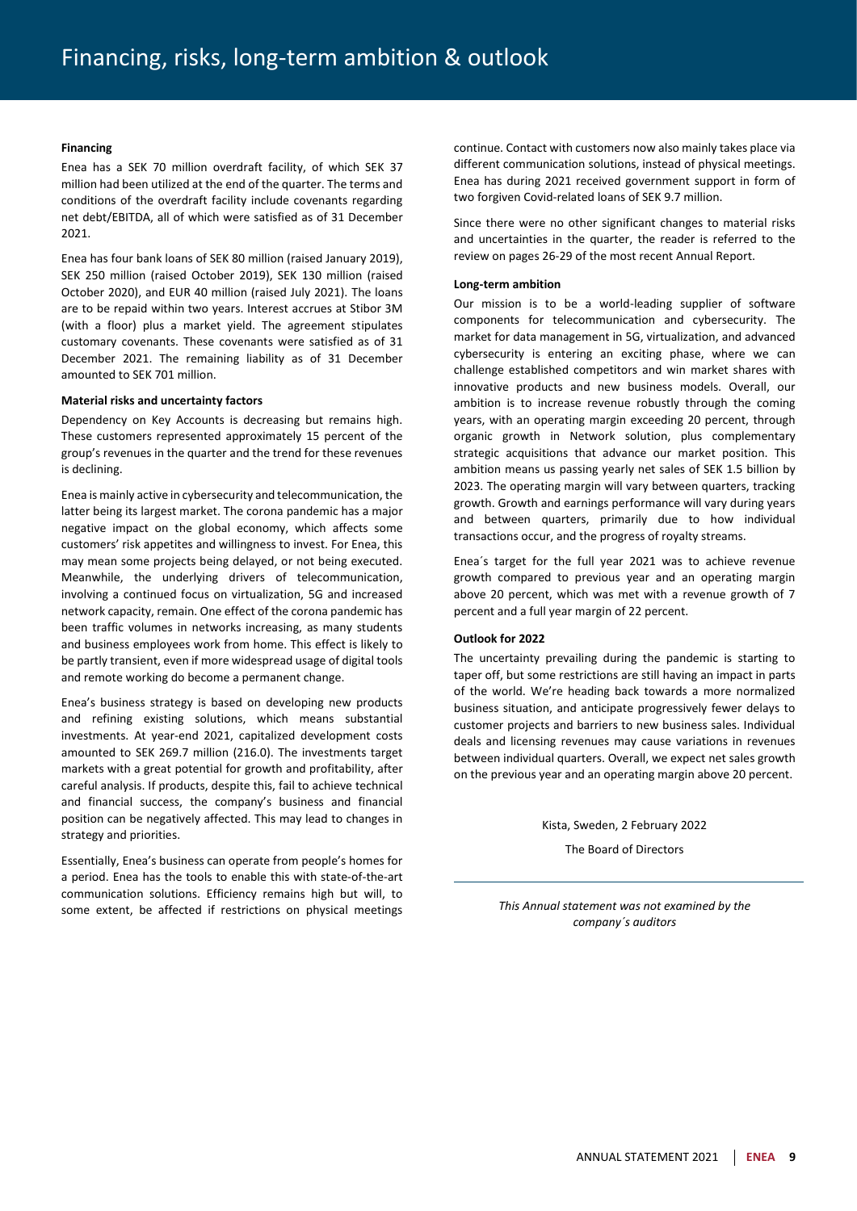# Financing, risks, long-term ambition & outlook

**Financing**

Enea has a SEK 70 million overdraft facility, of which SEK 37 million had been utilized at the end of the quarter. The terms and conditions of the overdraft facility include covenants regarding net debt/EBITDA, all of which were satisfied as of 31 December 2021.

Enea has four bank loans of SEK 80 million (raised January 2019), SEK 250 million (raised October 2019), SEK 130 million (raised October 2020), and EUR 40 million (raised July 2021). The loans are to be repaid within two years. Interest accrues at Stibor 3M (with a floor) plus a market yield. The agreement stipulates customary covenants. These covenants were satisfied as of 31 December 2021. The remaining liability as of 31 December amounted to SEK 701 million.

**Material risks and uncertainty factors**

Dependency on Key Accounts is decreasing but remains high. These customers represented approximately 15 percent of the group's revenues in the quarter and the trend for these revenues is declining.

Enea is mainly active in cybersecurity and telecommunication, the latter being its largest market. The corona pandemic has a major negative impact on the global economy, which affects some customers' risk appetites and willingness to invest. For Enea, this may mean some projects being delayed, or not being executed. Meanwhile, the underlying drivers of telecommunication, involving a continued focus on virtualization, 5G and increased network capacity, remain. One effect of the corona pandemic has been traffic volumes in networks increasing, as many students and business employees work from home. This effect is likely to be partly transient, even if more widespread usage of digital tools and remote working do become a permanent change.

Enea's business strategy is based on developing new products and refining existing solutions, which means substantial investments. At year-end 2021, capitalized development costs amounted to SEK 269.7 million (216.0). The investments target markets with a great potential for growth and profitability, after careful analysis. If products, despite this, fail to achieve technical and financial success, the company's business and financial position can be negatively affected. This may lead to changes in strategy and priorities.

Essentially, Enea's business can operate from people's homes for a period. Enea has the tools to enable this with state-of-the-art communication solutions. Efficiency remains high but will, to some extent, be affected if restrictions on physical meetings continue. Contact with customers now also mainly takes place via different communication solutions, instead of physical meetings. Enea has during 2021 received government support in form of two forgiven Covid-related loans of SEK 9.7 million.

Since there were no other significant changes to material risks and uncertainties in the quarter, the reader is referred to the review on pages 26-29 of the most recent Annual Report.

**Long-term ambition**

Our mission is to be a world-leading supplier of software components for telecommunication and cybersecurity. The market for data management in 5G, virtualization, and advanced cybersecurity is entering an exciting phase, where we can challenge established competitors and win market shares with innovative products and new business models. Overall, our ambition is to increase revenue robustly through the coming years, with an operating margin exceeding 20 percent, through organic growth in Network solution, plus complementary strategic acquisitions that advance our market position. This ambition means us passing yearly net sales of SEK 1.5 billion by 2023. The operating margin will vary between quarters, tracking growth. Growth and earnings performance will vary during years and between quarters, primarily due to how individual transactions occur, and the progress of royalty streams.

Enea´s target for the full year 2021 was to achieve revenue growth compared to previous year and an operating margin above 20 percent, which was met with a revenue growth of 7 percent and a full year margin of 22 percent.

**Outlook for 2022**

The uncertainty prevailing during the pandemic is starting to taper off, but some restrictions are still having an impact in parts of the world. We're heading back towards a more normalized business situation, and anticipate progressively fewer delays to customer projects and barriers to new business sales. Individual deals and licensing revenues may cause variations in revenues between individual quarters. Overall, we expect net sales growth on the previous year and an operating margin above 20 percent.

Kista, Sweden, 2 February 2022

The Board of Directors

*This Annual statement was not examined by the company´s auditors*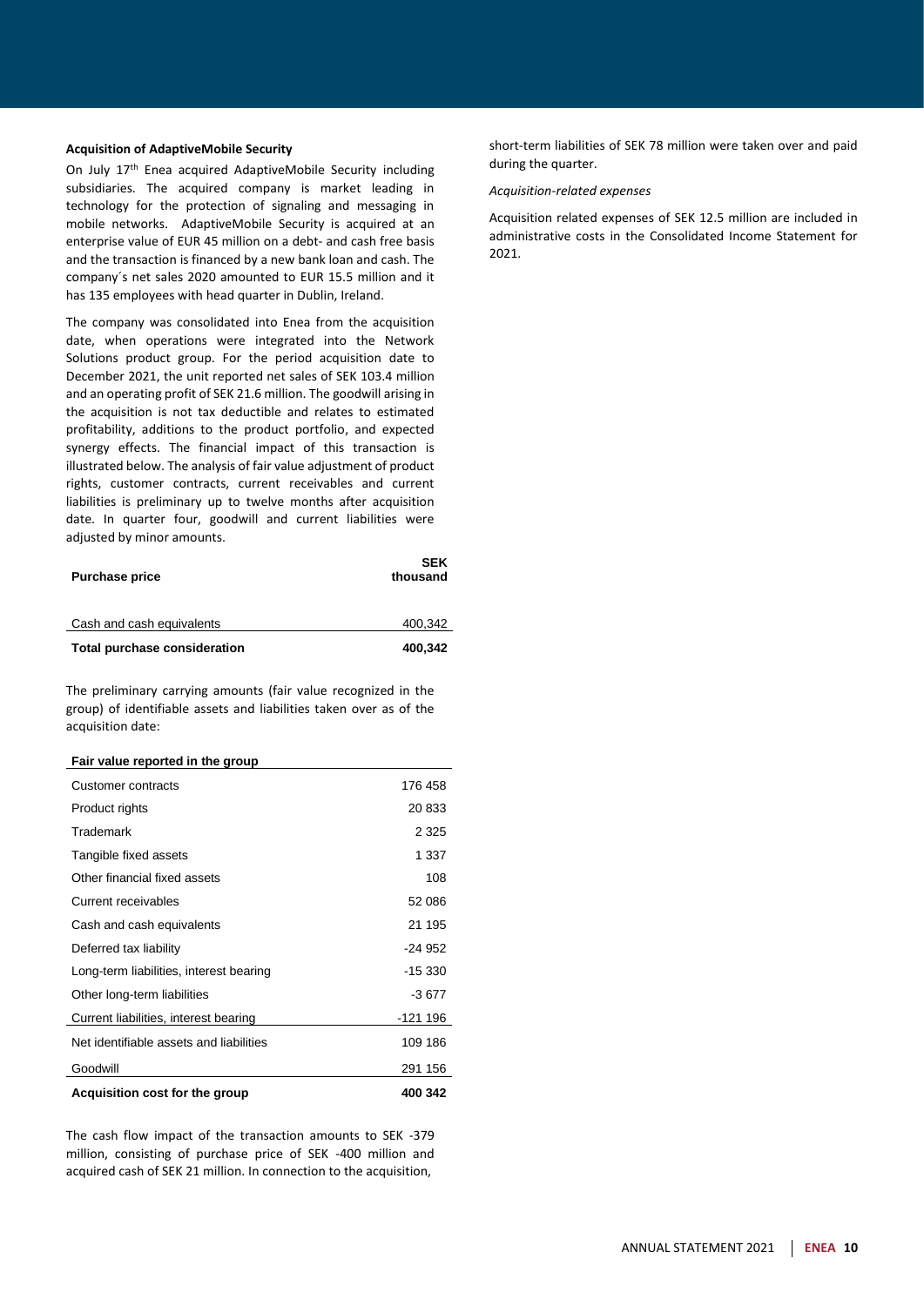### Acquisition of AdaptiveMobile Security

On July 17th Enea acquired AdaptiveMobile Security including subsidiaries. The acquired company is market leading in technology for the protection of signaling and messaging in mobile networks. AdaptiveMobile Security is acquired at an enterprise value of EUR 45 million on a debt- and cash free basis and the transaction is financed by a new bank loan and cash. The company´s net sales 2020 amounted to EUR 15.5 million and it has 135 employees with head quarter in Dublin, Ireland.

The company was consolidated into Enea from the acquisition date, when operations were integrated into the Network Solutions product group. For the period acquisition date to December 2021, the unit reported net sales of SEK 103.4 million and an operating profit of SEK 21.6 million. The goodwill arising in the acquisition is not tax deductible and relates to estimated profitability, additions to the product portfolio, and expected synergy effects. The financial impact of this transaction is illustrated below. The analysis of fair value adjustment of product rights, customer contracts, current receivables and current liabilities is preliminary up to twelve months after acquisition date. In quarter four, goodwill and current liabilities were adjusted by minor amounts.

| Purchase price | SEK thousand |
|---|---|
| Cash and cash equivalents | 400,342 |
| **Total purchase consideration** | **400,342** |

The preliminary carrying amounts (fair value recognized in the group) of identifiable assets and liabilities taken over as of the acquisition date:

| Fair value reported in the group | |
|---|---|
| Customer contracts | 176 458 |
| Product rights | 20 833 |
| Trademark | 2 325 |
| Tangible fixed assets | 1 337 |
| Other financial fixed assets | 108 |
| Current receivables | 52 086 |
| Cash and cash equivalents | 21 195 |
| Deferred tax liability | -24 952 |
| Long-term liabilities, interest bearing | -15 330 |
| Other long-term liabilities | -3 677 |
| Current liabilities, interest bearing | -121 196 |
| Net identifiable assets and liabilities | 109 186 |
| Goodwill | 291 156 |
| **Acquisition cost for the group** | **400 342** |

The cash flow impact of the transaction amounts to SEK -379 million, consisting of purchase price of SEK -400 million and acquired cash of SEK 21 million. In connection to the acquisition, short-term liabilities of SEK 78 million were taken over and paid during the quarter.

*Acquisition-related expenses*

Acquisition related expenses of SEK 12.5 million are included in administrative costs in the Consolidated Income Statement for 2021.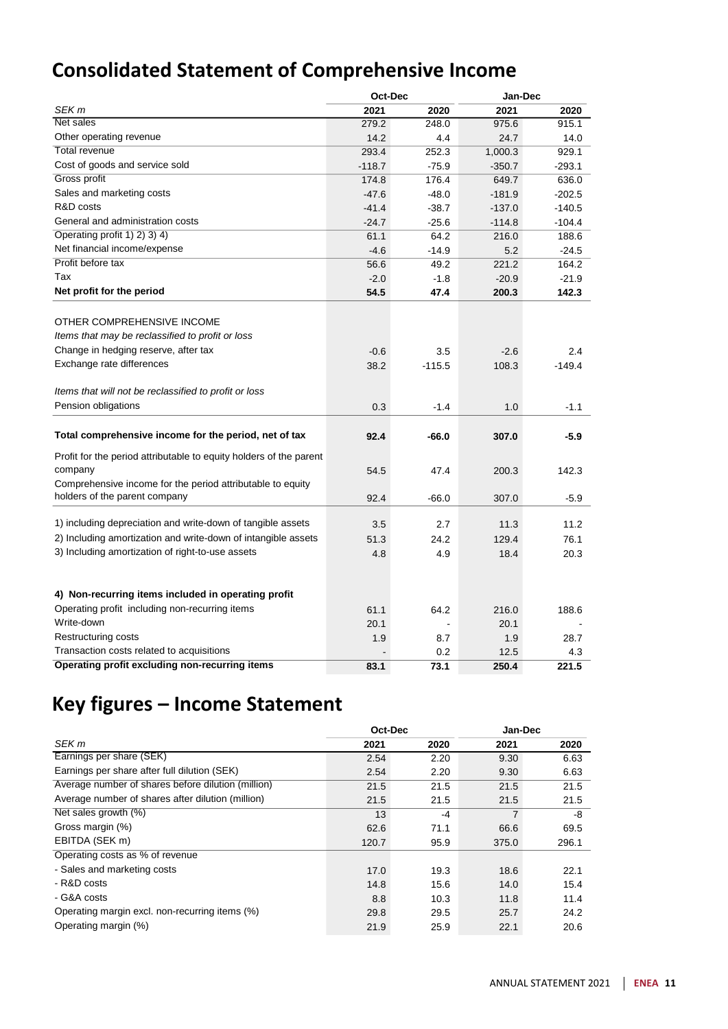# Consolidated Statement of Comprehensive Income

| | Oct-Dec | | Jan-Dec | |
|---|---|---|---|---|
| *SEK m* | **2021** | **2020** | **2021** | **2020** |
| Net sales | 279.2 | 248.0 | 975.6 | 915.1 |
| Other operating revenue | 14.2 | 4.4 | 24.7 | 14.0 |
| Total revenue | 293.4 | 252.3 | 1,000.3 | 929.1 |
| Cost of goods and service sold | -118.7 | -75.9 | -350.7 | -293.1 |
| Gross profit | 174.8 | 176.4 | 649.7 | 636.0 |
| Sales and marketing costs | -47.6 | -48.0 | -181.9 | -202.5 |
| R&D costs | -41.4 | -38.7 | -137.0 | -140.5 |
| General and administration costs | -24.7 | -25.6 | -114.8 | -104.4 |
| Operating profit 1) 2) 3) 4) | 61.1 | 64.2 | 216.0 | 188.6 |
| Net financial income/expense | -4.6 | -14.9 | 5.2 | -24.5 |
| Profit before tax | 56.6 | 49.2 | 221.2 | 164.2 |
| Tax | -2.0 | -1.8 | -20.9 | -21.9 |
| **Net profit for the period** | **54.5** | **47.4** | **200.3** | **142.3** |
| | | | | |
| OTHER COMPREHENSIVE INCOME | | | | |
| *Items that may be reclassified to profit or loss* | | | | |
| Change in hedging reserve, after tax | -0.6 | 3.5 | -2.6 | 2.4 |
| Exchange rate differences | 38.2 | -115.5 | 108.3 | -149.4 |
| | | | | |
| *Items that will not be reclassified to profit or loss* | | | | |
| Pension obligations | 0.3 | -1.4 | 1.0 | -1.1 |
| | | | | |
| **Total comprehensive income for the period, net of tax** | **92.4** | **-66.0** | **307.0** | **-5.9** |
| Profit for the period attributable to equity holders of the parent company | 54.5 | 47.4 | 200.3 | 142.3 |
| Comprehensive income for the period attributable to equity holders of the parent company | 92.4 | -66.0 | 307.0 | -5.9 |
| | | | | |
| 1) including depreciation and write-down of tangible assets | 3.5 | 2.7 | 11.3 | 11.2 |
| 2) Including amortization and write-down of intangible assets | 51.3 | 24.2 | 129.4 | 76.1 |
| 3) Including amortization of right-to-use assets | 4.8 | 4.9 | 18.4 | 20.3 |
| | | | | |
| **4) Non-recurring items included in operating profit** | | | | |
| Operating profit including non-recurring items | 61.1 | 64.2 | 216.0 | 188.6 |
| Write-down | 20.1 | - | 20.1 | - |
| Restructuring costs | 1.9 | 8.7 | 1.9 | 28.7 |
| Transaction costs related to acquisitions | - | 0.2 | 12.5 | 4.3 |
| **Operating profit excluding non-recurring items** | **83.1** | **73.1** | **250.4** | **221.5** |

# Key figures – Income Statement

| | Oct-Dec | | Jan-Dec | |
|---|---|---|---|---|
| *SEK m* | **2021** | **2020** | **2021** | **2020** |
| Earnings per share (SEK) | 2.54 | 2.20 | 9.30 | 6.63 |
| Earnings per share after full dilution (SEK) | 2.54 | 2.20 | 9.30 | 6.63 |
| Average number of shares before dilution (million) | 21.5 | 21.5 | 21.5 | 21.5 |
| Average number of shares after dilution (million) | 21.5 | 21.5 | 21.5 | 21.5 |
| Net sales growth (%) | 13 | -4 | 7 | -8 |
| Gross margin (%) | 62.6 | 71.1 | 66.6 | 69.5 |
| EBITDA (SEK m) | 120.7 | 95.9 | 375.0 | 296.1 |
| Operating costs as % of revenue | | | | |
| - Sales and marketing costs | 17.0 | 19.3 | 18.6 | 22.1 |
| - R&D costs | 14.8 | 15.6 | 14.0 | 15.4 |
| - G&A costs | 8.8 | 10.3 | 11.8 | 11.4 |
| Operating margin excl. non-recurring items (%) | 29.8 | 29.5 | 25.7 | 24.2 |
| Operating margin (%) | 21.9 | 25.9 | 22.1 | 20.6 |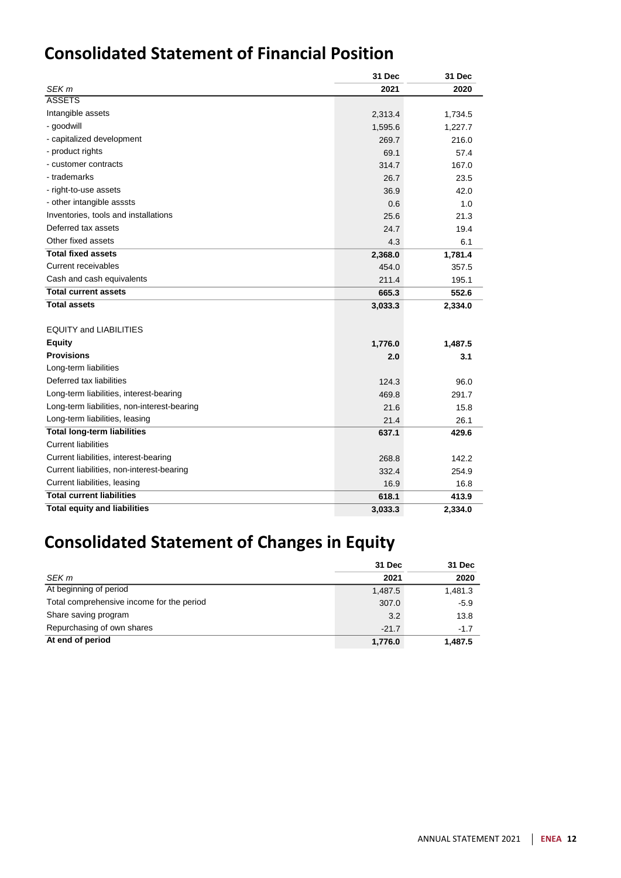# Consolidated Statement of Financial Position

| SEK m | 31 Dec 2021 | 31 Dec 2020 |
|---|---|---|
| ASSETS | | |
| Intangible assets | 2,313.4 | 1,734.5 |
| - goodwill | 1,595.6 | 1,227.7 |
| - capitalized development | 269.7 | 216.0 |
| - product rights | 69.1 | 57.4 |
| - customer contracts | 314.7 | 167.0 |
| - trademarks | 26.7 | 23.5 |
| - right-to-use assets | 36.9 | 42.0 |
| - other intangible asssts | 0.6 | 1.0 |
| Inventories, tools and installations | 25.6 | 21.3 |
| Deferred tax assets | 24.7 | 19.4 |
| Other fixed assets | 4.3 | 6.1 |
| **Total fixed assets** | **2,368.0** | **1,781.4** |
| Current receivables | 454.0 | 357.5 |
| Cash and cash equivalents | 211.4 | 195.1 |
| **Total current assets** | **665.3** | **552.6** |
| **Total assets** | **3,033.3** | **2,334.0** |
| | | |
| EQUITY and LIABILITIES | | |
| **Equity** | **1,776.0** | **1,487.5** |
| **Provisions** | **2.0** | **3.1** |
| Long-term liabilities | | |
| Deferred tax liabilities | 124.3 | 96.0 |
| Long-term liabilities, interest-bearing | 469.8 | 291.7 |
| Long-term liabilities, non-interest-bearing | 21.6 | 15.8 |
| Long-term liabilities, leasing | 21.4 | 26.1 |
| **Total long-term liabilities** | **637.1** | **429.6** |
| Current liabilities | | |
| Current liabilities, interest-bearing | 268.8 | 142.2 |
| Current liabilities, non-interest-bearing | 332.4 | 254.9 |
| Current liabilities, leasing | 16.9 | 16.8 |
| **Total current liabilities** | **618.1** | **413.9** |
| **Total equity and liabilities** | **3,033.3** | **2,334.0** |

# Consolidated Statement of Changes in Equity

| SEK m | 31 Dec 2021 | 31 Dec 2020 |
|---|---|---|
| At beginning of period | 1,487.5 | 1,481.3 |
| Total comprehensive income for the period | 307.0 | -5.9 |
| Share saving program | 3.2 | 13.8 |
| Repurchasing of own shares | -21.7 | -1.7 |
| **At end of period** | **1,776.0** | **1,487.5** |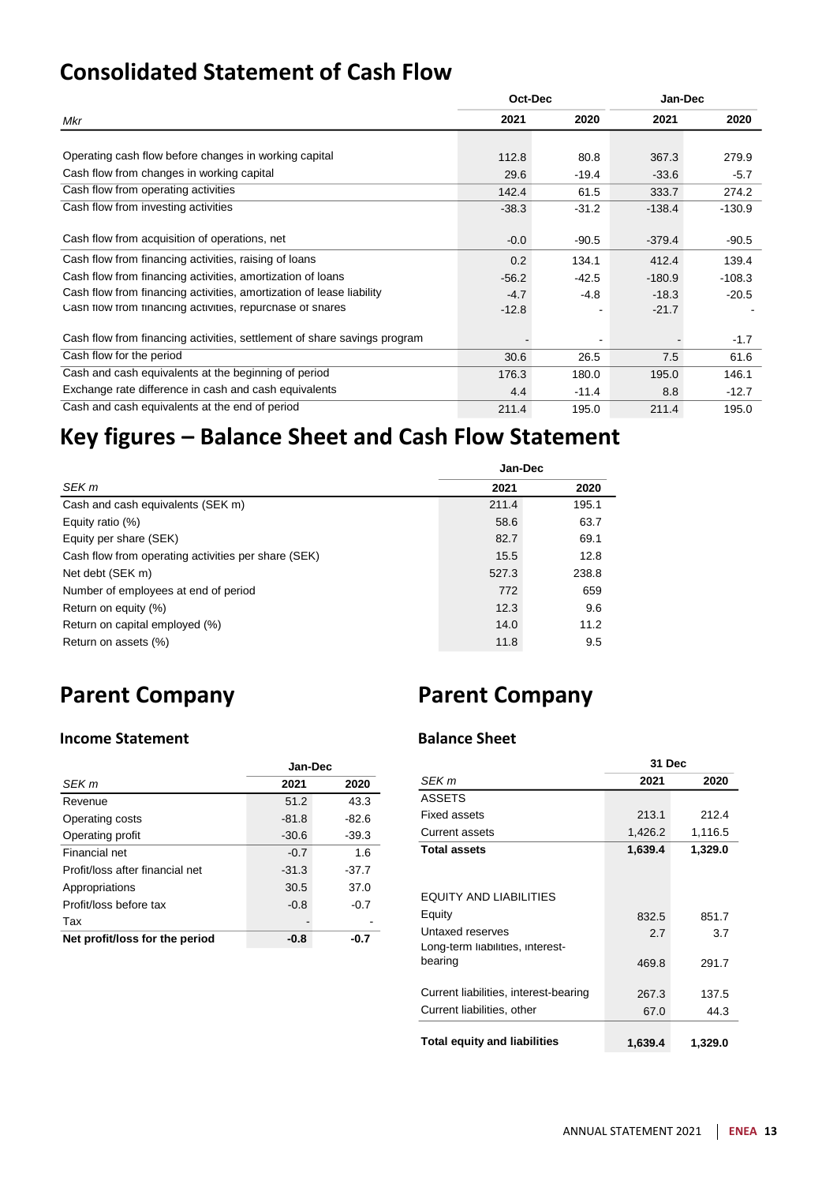# Consolidated Statement of Cash Flow

| Mkr | Oct-Dec 2021 | Oct-Dec 2020 | Jan-Dec 2021 | Jan-Dec 2020 |
|---|---|---|---|---|
| Operating cash flow before changes in working capital | 112.8 | 80.8 | 367.3 | 279.9 |
| Cash flow from changes in working capital | 29.6 | -19.4 | -33.6 | -5.7 |
| Cash flow from operating activities | 142.4 | 61.5 | 333.7 | 274.2 |
| Cash flow from investing activities | -38.3 | -31.2 | -138.4 | -130.9 |
| Cash flow from acquisition of operations, net | -0.0 | -90.5 | -379.4 | -90.5 |
| Cash flow from financing activities, raising of loans | 0.2 | 134.1 | 412.4 | 139.4 |
| Cash flow from financing activities, amortization of loans | -56.2 | -42.5 | -180.9 | -108.3 |
| Cash flow from financing activities, amortization of lease liability | -4.7 | -4.8 | -18.3 | -20.5 |
| Cash flow from financing activities, repurchase of shares | -12.8 | - | -21.7 | - |
| Cash flow from financing activities, settlement of share savings program | - | - | - | -1.7 |
| Cash flow for the period | 30.6 | 26.5 | 7.5 | 61.6 |
| Cash and cash equivalents at the beginning of period | 176.3 | 180.0 | 195.0 | 146.1 |
| Exchange rate difference in cash and cash equivalents | 4.4 | -11.4 | 8.8 | -12.7 |
| Cash and cash equivalents at the end of period | 211.4 | 195.0 | 211.4 | 195.0 |

# Key figures – Balance Sheet and Cash Flow Statement

| SEK m | Jan-Dec 2021 | Jan-Dec 2020 |
|---|---|---|
| Cash and cash equivalents (SEK m) | 211.4 | 195.1 |
| Equity ratio (%) | 58.6 | 63.7 |
| Equity per share (SEK) | 82.7 | 69.1 |
| Cash flow from operating activities per share (SEK) | 15.5 | 12.8 |
| Net debt (SEK m) | 527.3 | 238.8 |
| Number of employees at end of period | 772 | 659 |
| Return on equity (%) | 12.3 | 9.6 |
| Return on capital employed (%) | 14.0 | 11.2 |
| Return on assets (%) | 11.8 | 9.5 |

# Parent Company

### Income Statement

| SEK m | Jan-Dec 2021 | Jan-Dec 2020 |
|---|---|---|
| Revenue | 51.2 | 43.3 |
| Operating costs | -81.8 | -82.6 |
| Operating profit | -30.6 | -39.3 |
| Financial net | -0.7 | 1.6 |
| Profit/loss after financial net | -31.3 | -37.7 |
| Appropriations | 30.5 | 37.0 |
| Profit/loss before tax | -0.8 | -0.7 |
| Tax | - | - |
| **Net profit/loss for the period** | **-0.8** | **-0.7** |

# Parent Company

### Balance Sheet

| SEK m | 31 Dec 2021 | 31 Dec 2020 |
|---|---|---|
| ASSETS | | |
| Fixed assets | 213.1 | 212.4 |
| Current assets | 1,426.2 | 1,116.5 |
| **Total assets** | **1,639.4** | **1,329.0** |
| | | |
| EQUITY AND LIABILITIES | | |
| Equity | 832.5 | 851.7 |
| Untaxed reserves | 2.7 | 3.7 |
| Long-term liabilities, interest-bearing | 469.8 | 291.7 |
| Current liabilities, interest-bearing | 267.3 | 137.5 |
| Current liabilities, other | 67.0 | 44.3 |
| **Total equity and liabilities** | **1,639.4** | **1,329.0** |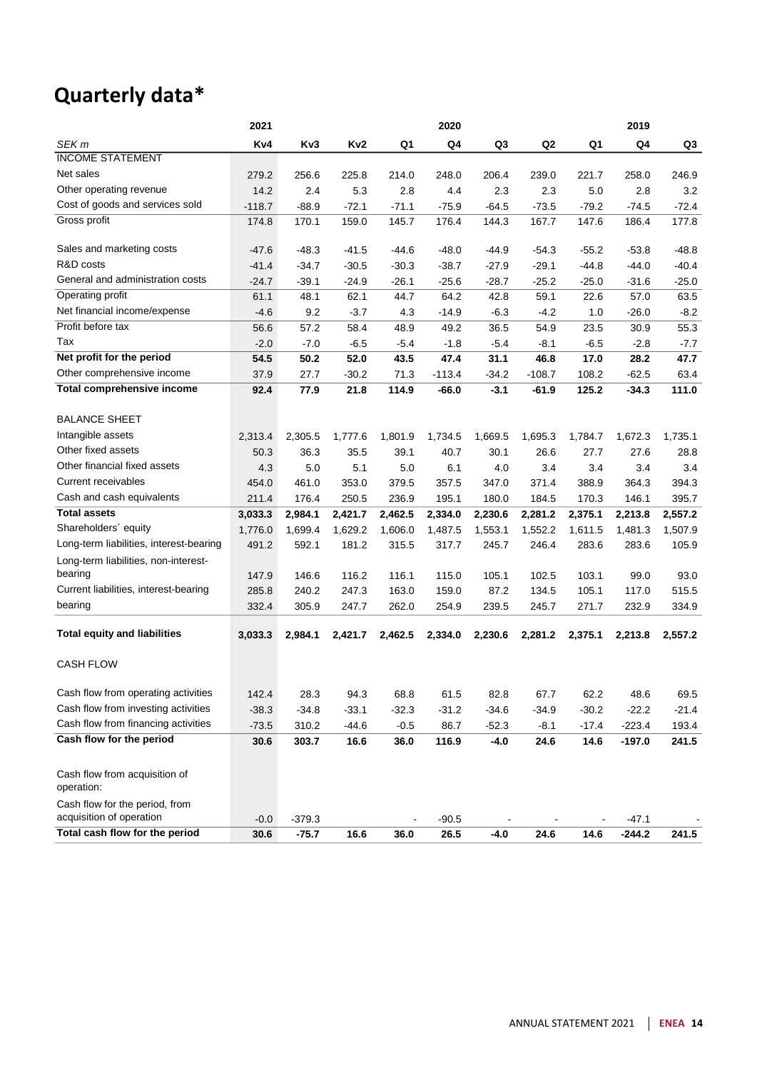# Quarterly data*

| | 2021 | | | | 2020 | | | | 2019 | |
|---|---|---|---|---|---|---|---|---|---|---|
| *SEK m* | **Kv4** | **Kv3** | **Kv2** | **Q1** | **Q4** | **Q3** | **Q2** | **Q1** | **Q4** | **Q3** |
| INCOME STATEMENT | | | | | | | | | | |
| Net sales | 279.2 | 256.6 | 225.8 | 214.0 | 248.0 | 206.4 | 239.0 | 221.7 | 258.0 | 246.9 |
| Other operating revenue | 14.2 | 2.4 | 5.3 | 2.8 | 4.4 | 2.3 | 2.3 | 5.0 | 2.8 | 3.2 |
| Cost of goods and services sold | -118.7 | -88.9 | -72.1 | -71.1 | -75.9 | -64.5 | -73.5 | -79.2 | -74.5 | -72.4 |
| Gross profit | 174.8 | 170.1 | 159.0 | 145.7 | 176.4 | 144.3 | 167.7 | 147.6 | 186.4 | 177.8 |
| Sales and marketing costs | -47.6 | -48.3 | -41.5 | -44.6 | -48.0 | -44.9 | -54.3 | -55.2 | -53.8 | -48.8 |
| R&D costs | -41.4 | -34.7 | -30.5 | -30.3 | -38.7 | -27.9 | -29.1 | -44.8 | -44.0 | -40.4 |
| General and administration costs | -24.7 | -39.1 | -24.9 | -26.1 | -25.6 | -28.7 | -25.2 | -25.0 | -31.6 | -25.0 |
| Operating profit | 61.1 | 48.1 | 62.1 | 44.7 | 64.2 | 42.8 | 59.1 | 22.6 | 57.0 | 63.5 |
| Net financial income/expense | -4.6 | 9.2 | -3.7 | 4.3 | -14.9 | -6.3 | -4.2 | 1.0 | -26.0 | -8.2 |
| Profit before tax | 56.6 | 57.2 | 58.4 | 48.9 | 49.2 | 36.5 | 54.9 | 23.5 | 30.9 | 55.3 |
| Tax | -2.0 | -7.0 | -6.5 | -5.4 | -1.8 | -5.4 | -8.1 | -6.5 | -2.8 | -7.7 |
| **Net profit for the period** | **54.5** | **50.2** | **52.0** | **43.5** | **47.4** | **31.1** | **46.8** | **17.0** | **28.2** | **47.7** |
| Other comprehensive income | 37.9 | 27.7 | -30.2 | 71.3 | -113.4 | -34.2 | -108.7 | 108.2 | -62.5 | 63.4 |
| **Total comprehensive income** | **92.4** | **77.9** | **21.8** | **114.9** | **-66.0** | **-3.1** | **-61.9** | **125.2** | **-34.3** | **111.0** |
| BALANCE SHEET | | | | | | | | | | |
| Intangible assets | 2,313.4 | 2,305.5 | 1,777.6 | 1,801.9 | 1,734.5 | 1,669.5 | 1,695.3 | 1,784.7 | 1,672.3 | 1,735.1 |
| Other fixed assets | 50.3 | 36.3 | 35.5 | 39.1 | 40.7 | 30.1 | 26.6 | 27.7 | 27.6 | 28.8 |
| Other financial fixed assets | 4.3 | 5.0 | 5.1 | 5.0 | 6.1 | 4.0 | 3.4 | 3.4 | 3.4 | 3.4 |
| Current receivables | 454.0 | 461.0 | 353.0 | 379.5 | 357.5 | 347.0 | 371.4 | 388.9 | 364.3 | 394.3 |
| Cash and cash equivalents | 211.4 | 176.4 | 250.5 | 236.9 | 195.1 | 180.0 | 184.5 | 170.3 | 146.1 | 395.7 |
| **Total assets** | **3,033.3** | **2,984.1** | **2,421.7** | **2,462.5** | **2,334.0** | **2,230.6** | **2,281.2** | **2,375.1** | **2,213.8** | **2,557.2** |
| Shareholders´ equity | 1,776.0 | 1,699.4 | 1,629.2 | 1,606.0 | 1,487.5 | 1,553.1 | 1,552.2 | 1,611.5 | 1,481.3 | 1,507.9 |
| Long-term liabilities, interest-bearing | 491.2 | 592.1 | 181.2 | 315.5 | 317.7 | 245.7 | 246.4 | 283.6 | 283.6 | 105.9 |
| Long-term liabilities, non-interest-bearing | 147.9 | 146.6 | 116.2 | 116.1 | 115.0 | 105.1 | 102.5 | 103.1 | 99.0 | 93.0 |
| Current liabilities, interest-bearing | 285.8 | 240.2 | 247.3 | 163.0 | 159.0 | 87.2 | 134.5 | 105.1 | 117.0 | 515.5 |
| bearing | 332.4 | 305.9 | 247.7 | 262.0 | 254.9 | 239.5 | 245.7 | 271.7 | 232.9 | 334.9 |
| **Total equity and liabilities** | **3,033.3** | **2,984.1** | **2,421.7** | **2,462.5** | **2,334.0** | **2,230.6** | **2,281.2** | **2,375.1** | **2,213.8** | **2,557.2** |
| CASH FLOW | | | | | | | | | | |
| Cash flow from operating activities | 142.4 | 28.3 | 94.3 | 68.8 | 61.5 | 82.8 | 67.7 | 62.2 | 48.6 | 69.5 |
| Cash flow from investing activities | -38.3 | -34.8 | -33.1 | -32.3 | -31.2 | -34.6 | -34.9 | -30.2 | -22.2 | -21.4 |
| Cash flow from financing activities | -73.5 | 310.2 | -44.6 | -0.5 | 86.7 | -52.3 | -8.1 | -17.4 | -223.4 | 193.4 |
| **Cash flow for the period** | **30.6** | **303.7** | **16.6** | **36.0** | **116.9** | **-4.0** | **24.6** | **14.6** | **-197.0** | **241.5** |
| Cash flow from acquisition of operation: | | | | | | | | | | |
| Cash flow for the period, from acquisition of operation | -0.0 | -379.3 | | - | -90.5 | - | - | - | -47.1 | - |
| **Total cash flow for the period** | **30.6** | **-75.7** | **16.6** | **36.0** | **26.5** | **-4.0** | **24.6** | **14.6** | **-244.2** | **241.5** |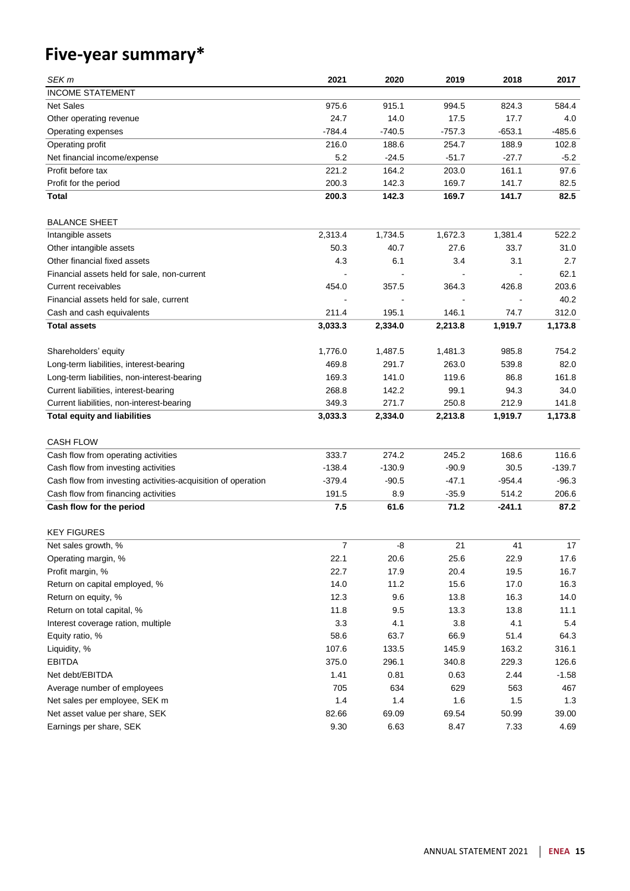# Five-year summary*

| *SEK m* | 2021 | 2020 | 2019 | 2018 | 2017 |
|---|---|---|---|---|---|
| INCOME STATEMENT | | | | | |
| Net Sales | 975.6 | 915.1 | 994.5 | 824.3 | 584.4 |
| Other operating revenue | 24.7 | 14.0 | 17.5 | 17.7 | 4.0 |
| Operating expenses | -784.4 | -740.5 | -757.3 | -653.1 | -485.6 |
| Operating profit | 216.0 | 188.6 | 254.7 | 188.9 | 102.8 |
| Net financial income/expense | 5.2 | -24.5 | -51.7 | -27.7 | -5.2 |
| Profit before tax | 221.2 | 164.2 | 203.0 | 161.1 | 97.6 |
| Profit for the period | 200.3 | 142.3 | 169.7 | 141.7 | 82.5 |
| **Total** | **200.3** | **142.3** | **169.7** | **141.7** | **82.5** |
| | | | | | |
| BALANCE SHEET | | | | | |
| Intangible assets | 2,313.4 | 1,734.5 | 1,672.3 | 1,381.4 | 522.2 |
| Other intangible assets | 50.3 | 40.7 | 27.6 | 33.7 | 31.0 |
| Other financial fixed assets | 4.3 | 6.1 | 3.4 | 3.1 | 2.7 |
| Financial assets held for sale, non-current | - | - | - | - | 62.1 |
| Current receivables | 454.0 | 357.5 | 364.3 | 426.8 | 203.6 |
| Financial assets held for sale, current | - | - | - | - | 40.2 |
| Cash and cash equivalents | 211.4 | 195.1 | 146.1 | 74.7 | 312.0 |
| **Total assets** | **3,033.3** | **2,334.0** | **2,213.8** | **1,919.7** | **1,173.8** |
| | | | | | |
| Shareholders' equity | 1,776.0 | 1,487.5 | 1,481.3 | 985.8 | 754.2 |
| Long-term liabilities, interest-bearing | 469.8 | 291.7 | 263.0 | 539.8 | 82.0 |
| Long-term liabilities, non-interest-bearing | 169.3 | 141.0 | 119.6 | 86.8 | 161.8 |
| Current liabilities, interest-bearing | 268.8 | 142.2 | 99.1 | 94.3 | 34.0 |
| Current liabilities, non-interest-bearing | 349.3 | 271.7 | 250.8 | 212.9 | 141.8 |
| **Total equity and liabilities** | **3,033.3** | **2,334.0** | **2,213.8** | **1,919.7** | **1,173.8** |
| | | | | | |
| CASH FLOW | | | | | |
| Cash flow from operating activities | 333.7 | 274.2 | 245.2 | 168.6 | 116.6 |
| Cash flow from investing activities | -138.4 | -130.9 | -90.9 | 30.5 | -139.7 |
| Cash flow from investing activities-acquisition of operation | -379.4 | -90.5 | -47.1 | -954.4 | -96.3 |
| Cash flow from financing activities | 191.5 | 8.9 | -35.9 | 514.2 | 206.6 |
| **Cash flow for the period** | **7.5** | **61.6** | **71.2** | **-241.1** | **87.2** |
| | | | | | |
| KEY FIGURES | | | | | |
| Net sales growth, % | 7 | -8 | 21 | 41 | 17 |
| Operating margin, % | 22.1 | 20.6 | 25.6 | 22.9 | 17.6 |
| Profit margin, % | 22.7 | 17.9 | 20.4 | 19.5 | 16.7 |
| Return on capital employed, % | 14.0 | 11.2 | 15.6 | 17.0 | 16.3 |
| Return on equity, % | 12.3 | 9.6 | 13.8 | 16.3 | 14.0 |
| Return on total capital, % | 11.8 | 9.5 | 13.3 | 13.8 | 11.1 |
| Interest coverage ration, multiple | 3.3 | 4.1 | 3.8 | 4.1 | 5.4 |
| Equity ratio, % | 58.6 | 63.7 | 66.9 | 51.4 | 64.3 |
| Liquidity, % | 107.6 | 133.5 | 145.9 | 163.2 | 316.1 |
| EBITDA | 375.0 | 296.1 | 340.8 | 229.3 | 126.6 |
| Net debt/EBITDA | 1.41 | 0.81 | 0.63 | 2.44 | -1.58 |
| Average number of employees | 705 | 634 | 629 | 563 | 467 |
| Net sales per employee, SEK m | 1.4 | 1.4 | 1.6 | 1.5 | 1.3 |
| Net asset value per share, SEK | 82.66 | 69.09 | 69.54 | 50.99 | 39.00 |
| Earnings per share, SEK | 9.30 | 6.63 | 8.47 | 7.33 | 4.69 |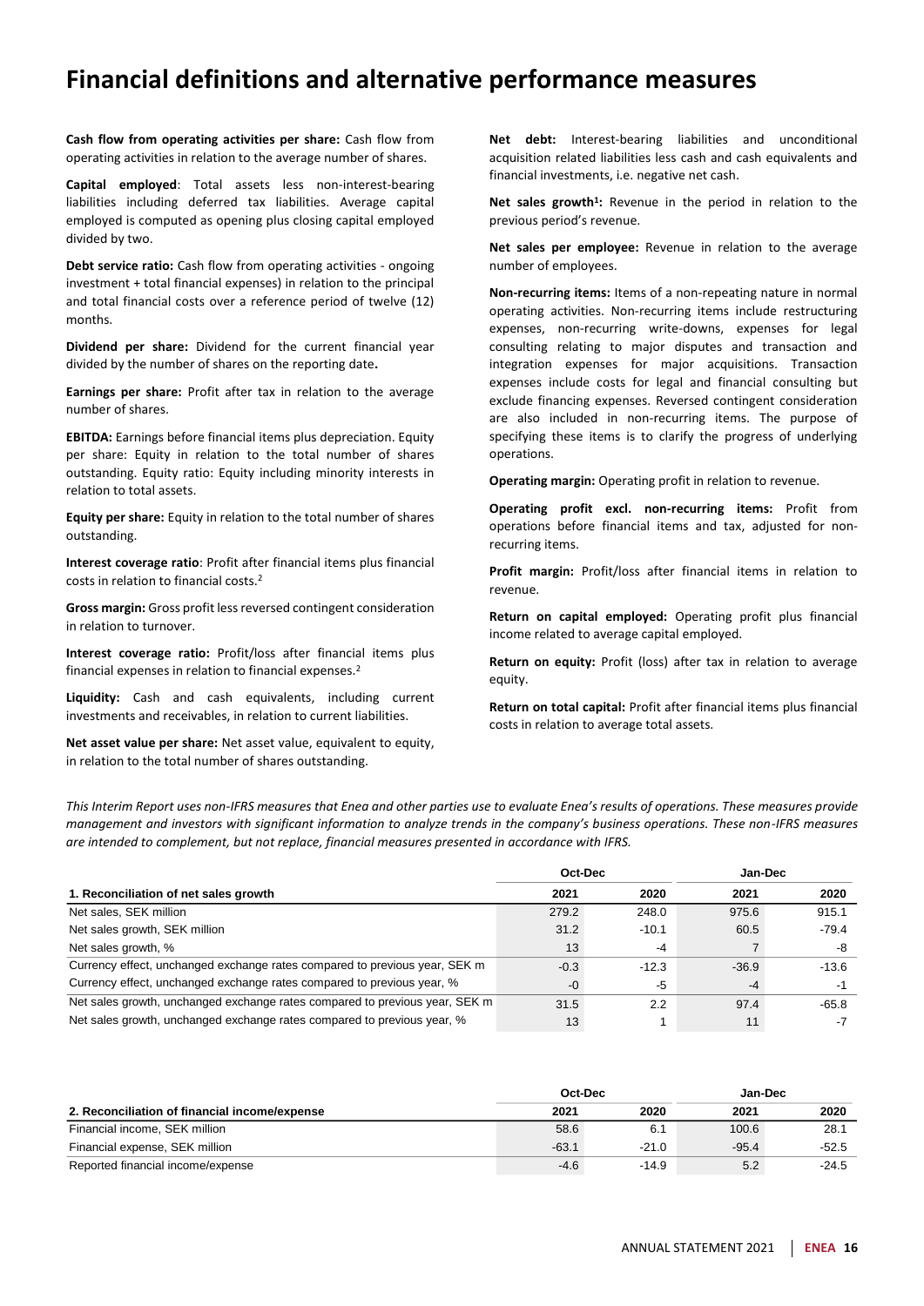# Financial definitions and alternative performance measures

**Cash flow from operating activities per share:** Cash flow from operating activities in relation to the average number of shares.

**Capital employed**: Total assets less non-interest-bearing liabilities including deferred tax liabilities. Average capital employed is computed as opening plus closing capital employed divided by two.

**Debt service ratio:** Cash flow from operating activities - ongoing investment + total financial expenses) in relation to the principal and total financial costs over a reference period of twelve (12) months.

**Dividend per share:** Dividend for the current financial year divided by the number of shares on the reporting date**.**

**Earnings per share:** Profit after tax in relation to the average number of shares.

**EBITDA:** Earnings before financial items plus depreciation. Equity per share: Equity in relation to the total number of shares outstanding. Equity ratio: Equity including minority interests in relation to total assets.

**Equity per share:** Equity in relation to the total number of shares outstanding.

**Interest coverage ratio**: Profit after financial items plus financial costs in relation to financial costs.[2]

**Gross margin:** Gross profit less reversed contingent consideration in relation to turnover.

**Interest coverage ratio:** Profit/loss after financial items plus financial expenses in relation to financial expenses.[2]

**Liquidity:** Cash and cash equivalents, including current investments and receivables, in relation to current liabilities.

**Net asset value per share:** Net asset value, equivalent to equity, in relation to the total number of shares outstanding.

**Net debt:** Interest-bearing liabilities and unconditional acquisition related liabilities less cash and cash equivalents and financial investments, i.e. negative net cash.

**Net sales growth[1]:** Revenue in the period in relation to the previous period's revenue.

**Net sales per employee:** Revenue in relation to the average number of employees.

**Non-recurring items:** Items of a non-repeating nature in normal operating activities. Non-recurring items include restructuring expenses, non-recurring write-downs, expenses for legal consulting relating to major disputes and transaction and integration expenses for major acquisitions. Transaction expenses include costs for legal and financial consulting but exclude financing expenses. Reversed contingent consideration are also included in non-recurring items. The purpose of specifying these items is to clarify the progress of underlying operations.

**Operating margin:** Operating profit in relation to revenue.

**Operating profit excl. non-recurring items:** Profit from operations before financial items and tax, adjusted for non-recurring items.

**Profit margin:** Profit/loss after financial items in relation to revenue.

**Return on capital employed:** Operating profit plus financial income related to average capital employed.

**Return on equity:** Profit (loss) after tax in relation to average equity.

**Return on total capital:** Profit after financial items plus financial costs in relation to average total assets.

*This Interim Report uses non-IFRS measures that Enea and other parties use to evaluate Enea's results of operations. These measures provide management and investors with significant information to analyze trends in the company's business operations. These non-IFRS measures are intended to complement, but not replace, financial measures presented in accordance with IFRS.*

| | Oct-Dec | | Jan-Dec | |
|---|---|---|---|---|
| **1. Reconciliation of net sales growth** | **2021** | **2020** | **2021** | **2020** |
| Net sales, SEK million | 279.2 | 248.0 | 975.6 | 915.1 |
| Net sales growth, SEK million | 31.2 | -10.1 | 60.5 | -79.4 |
| Net sales growth, % | 13 | -4 | 7 | -8 |
| Currency effect, unchanged exchange rates compared to previous year, SEK m | -0.3 | -12.3 | -36.9 | -13.6 |
| Currency effect, unchanged exchange rates compared to previous year, % | -0 | -5 | -4 | -1 |
| Net sales growth, unchanged exchange rates compared to previous year, SEK m | 31.5 | 2.2 | 97.4 | -65.8 |
| Net sales growth, unchanged exchange rates compared to previous year, % | 13 | 1 | 11 | -7 |

| | Oct-Dec | | Jan-Dec | |
|---|---|---|---|---|
| **2. Reconciliation of financial income/expense** | **2021** | **2020** | **2021** | **2020** |
| Financial income, SEK million | 58.6 | 6.1 | 100.6 | 28.1 |
| Financial expense, SEK million | -63.1 | -21.0 | -95.4 | -52.5 |
| Reported financial income/expense | -4.6 | -14.9 | 5.2 | -24.5 |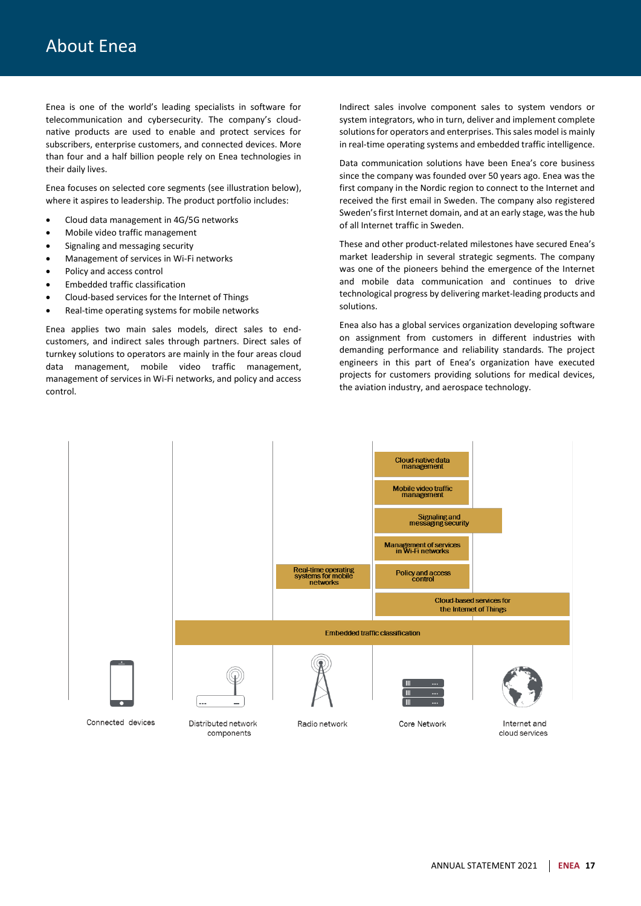# About Enea

Enea is one of the world's leading specialists in software for telecommunication and cybersecurity. The company's cloud-native products are used to enable and protect services for subscribers, enterprise customers, and connected devices. More than four and a half billion people rely on Enea technologies in their daily lives.

Enea focuses on selected core segments (see illustration below), where it aspires to leadership. The product portfolio includes:

- Cloud data management in 4G/5G networks
- Mobile video traffic management
- Signaling and messaging security
- Management of services in Wi-Fi networks
- Policy and access control
- Embedded traffic classification
- Cloud-based services for the Internet of Things
- Real-time operating systems for mobile networks

Enea applies two main sales models, direct sales to end-customers, and indirect sales through partners. Direct sales of turnkey solutions to operators are mainly in the four areas cloud data management, mobile video traffic management, management of services in Wi-Fi networks, and policy and access control.

Indirect sales involve component sales to system vendors or system integrators, who in turn, deliver and implement complete solutions for operators and enterprises. This sales model is mainly in real-time operating systems and embedded traffic intelligence.

Data communication solutions have been Enea's core business since the company was founded over 50 years ago. Enea was the first company in the Nordic region to connect to the Internet and received the first email in Sweden. The company also registered Sweden's first Internet domain, and at an early stage, was the hub of all Internet traffic in Sweden.

These and other product-related milestones have secured Enea's market leadership in several strategic segments. The company was one of the pioneers behind the emergence of the Internet and mobile data communication and continues to drive technological progress by delivering market-leading products and solutions.

Enea also has a global services organization developing software on assignment from customers in different industries with demanding performance and reliability standards. The project engineers in this part of Enea's organization have executed projects for customers providing solutions for medical devices, the aviation industry, and aerospace technology.

Cloud-native data management

Mobile video traffic management

Signaling and messaging security

Management of services in Wi-Fi networks

Real-time operating systems for mobile networks

Policy and access control

Cloud-based services for the Internet of Things

Embedded traffic classification

Connected devices

Distributed network components

Radio network

Core Network

Internet and cloud services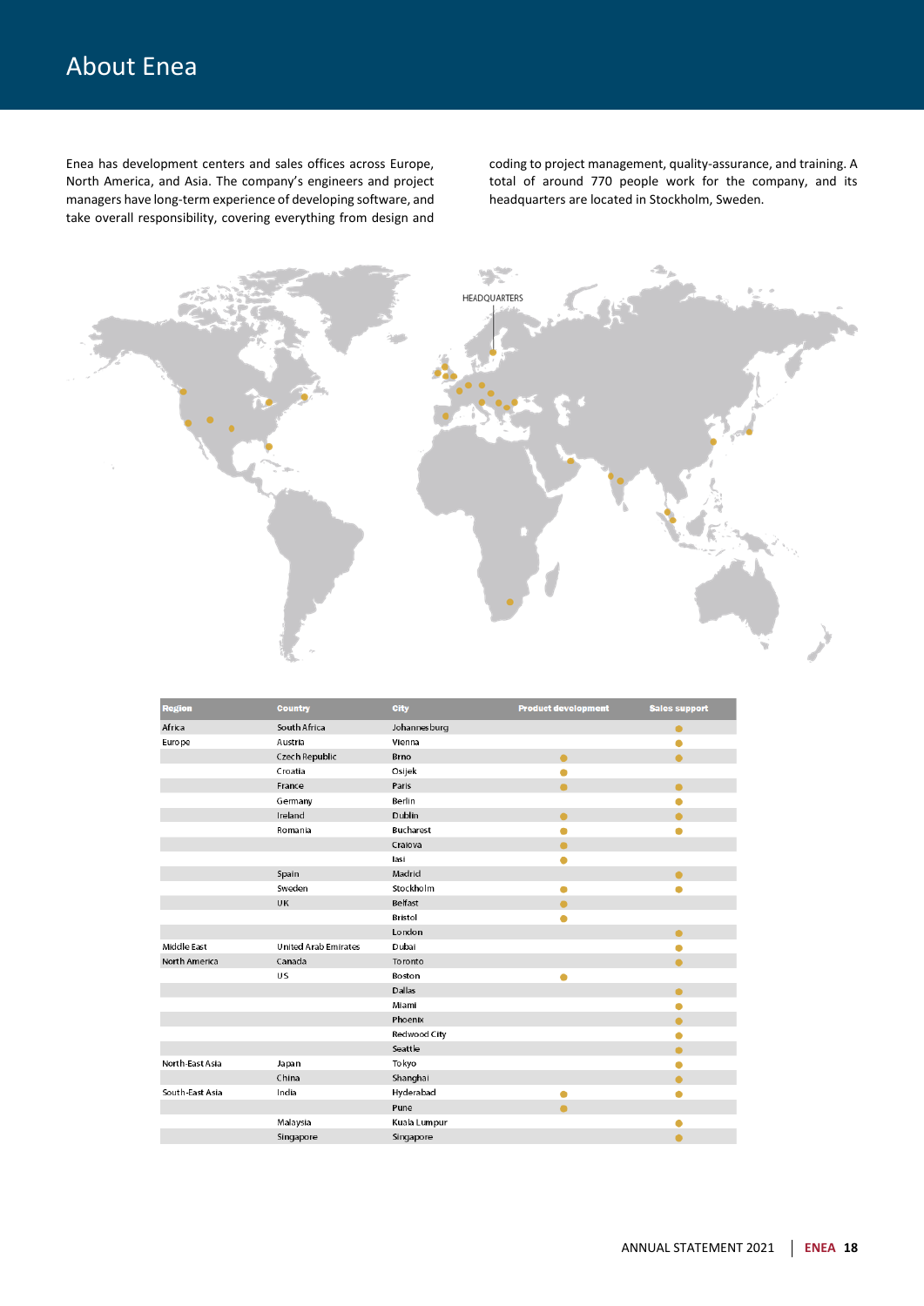# About Enea

Enea has development centers and sales offices across Europe, North America, and Asia. The company's engineers and project managers have long-term experience of developing software, and take overall responsibility, covering everything from design and coding to project management, quality-assurance, and training. A total of around 770 people work for the company, and its headquarters are located in Stockholm, Sweden.

HEADQUARTERS

| Region | Country | City | Product development | Sales support |
|---|---|---|---|---|
| Africa | South Africa | Johannesburg | | ● |
| Europe | Austria | Vienna | | ● |
| | Czech Republic | Brno | ● | ● |
| | Croatia | Osijek | ● | |
| | France | Paris | ● | ● |
| | Germany | Berlin | | ● |
| | Ireland | Dublin | ● | ● |
| | Romania | Bucharest | ● | ● |
| | | Craiova | ● | |
| | | Iasi | ● | |
| | Spain | Madrid | | ● |
| | Sweden | Stockholm | ● | ● |
| | UK | Belfast | ● | |
| | | Bristol | ● | |
| | | London | | ● |
| Middle East | United Arab Emirates | Dubai | | ● |
| North America | Canada | Toronto | | ● |
| | US | Boston | ● | |
| | | Dallas | | ● |
| | | Miami | | ● |
| | | Phoenix | | ● |
| | | Redwood City | | ● |
| | | Seattle | | ● |
| North-East Asia | Japan | Tokyo | | ● |
| | China | Shanghai | | ● |
| South-East Asia | India | Hyderabad | ● | ● |
| | | Pune | ● | |
| | Malaysia | Kuala Lumpur | | ● |
| | Singapore | Singapore | | ● |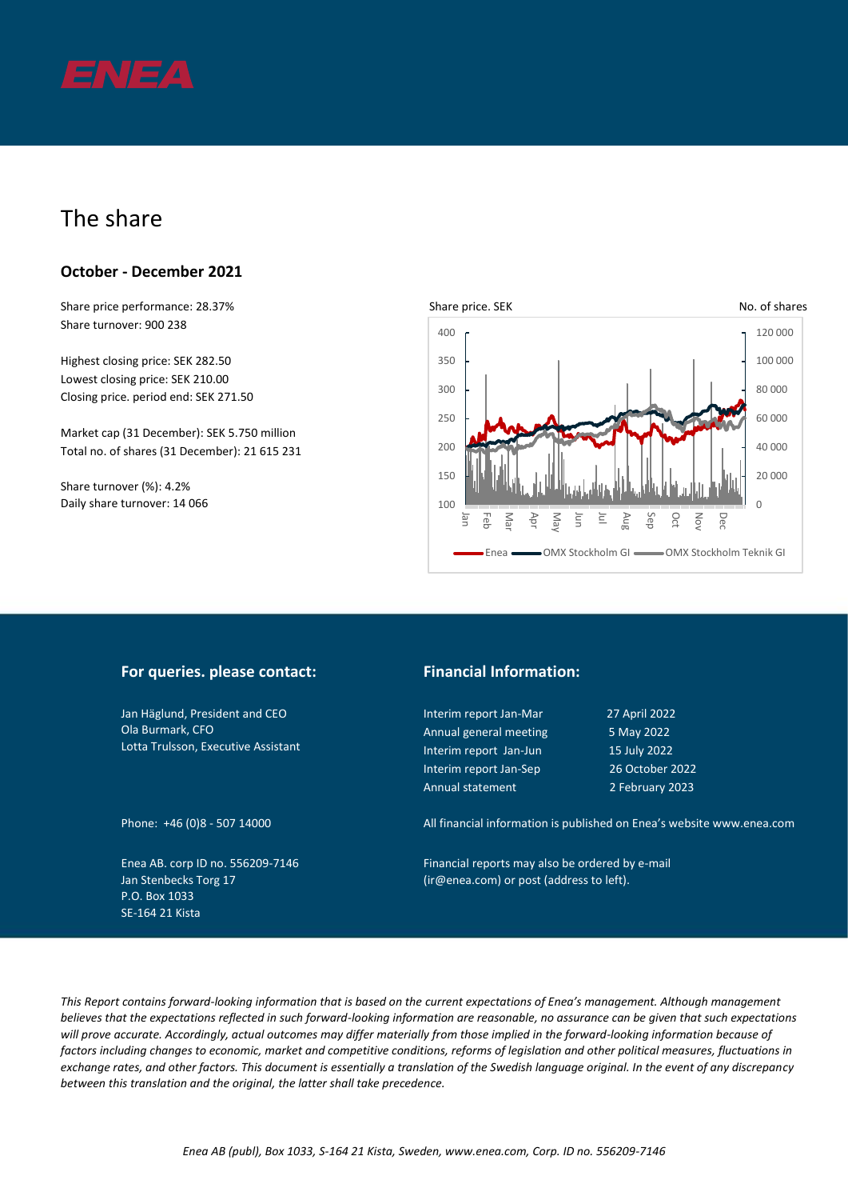# The share

## October - December 2021

Share price performance: 28.37%
Share turnover: 900 238

Highest closing price: SEK 282.50
Lowest closing price: SEK 210.00
Closing price. period end: SEK 271.50

Market cap (31 December): SEK 5.750 million
Total no. of shares (31 December): 21 615 231

Share turnover (%): 4.2%
Daily share turnover: 14 066

Share price. SEK

No. of shares

400
350
300
250
200
150
100

120 000
100 000
80 000
60 000
40 000
20 000
0

Jan Feb Mar Apr May Jun Jul Aug Sep Oct Nov Dec

Enea OMX Stockholm GI OMX Stockholm Teknik GI

## For queries. please contact:

Jan Häglund, President and CEO
Ola Burmark, CFO
Lotta Trulsson, Executive Assistant

Phone: +46 (0)8 - 507 14000

Enea AB. corp ID no. 556209-7146
Jan Stenbecks Torg 17
P.O. Box 1033
SE-164 21 Kista

## Financial Information:

| | |
|---|---|
| Interim report Jan-Mar | 27 April 2022 |
| Annual general meeting | 5 May 2022 |
| Interim report Jan-Jun | 15 July 2022 |
| Interim report Jan-Sep | 26 October 2022 |
| Annual statement | 2 February 2023 |

All financial information is published on Enea's website www.enea.com

Financial reports may also be ordered by e-mail (ir@enea.com) or post (address to left).

*This Report contains forward-looking information that is based on the current expectations of Enea's management. Although management believes that the expectations reflected in such forward-looking information are reasonable, no assurance can be given that such expectations will prove accurate. Accordingly, actual outcomes may differ materially from those implied in the forward-looking information because of factors including changes to economic, market and competitive conditions, reforms of legislation and other political measures, fluctuations in exchange rates, and other factors. This document is essentially a translation of the Swedish language original. In the event of any discrepancy between this translation and the original, the latter shall take precedence.*

*Enea AB (publ), Box 1033, S-164 21 Kista, Sweden, www.enea.com, Corp. ID no. 556209-7146*